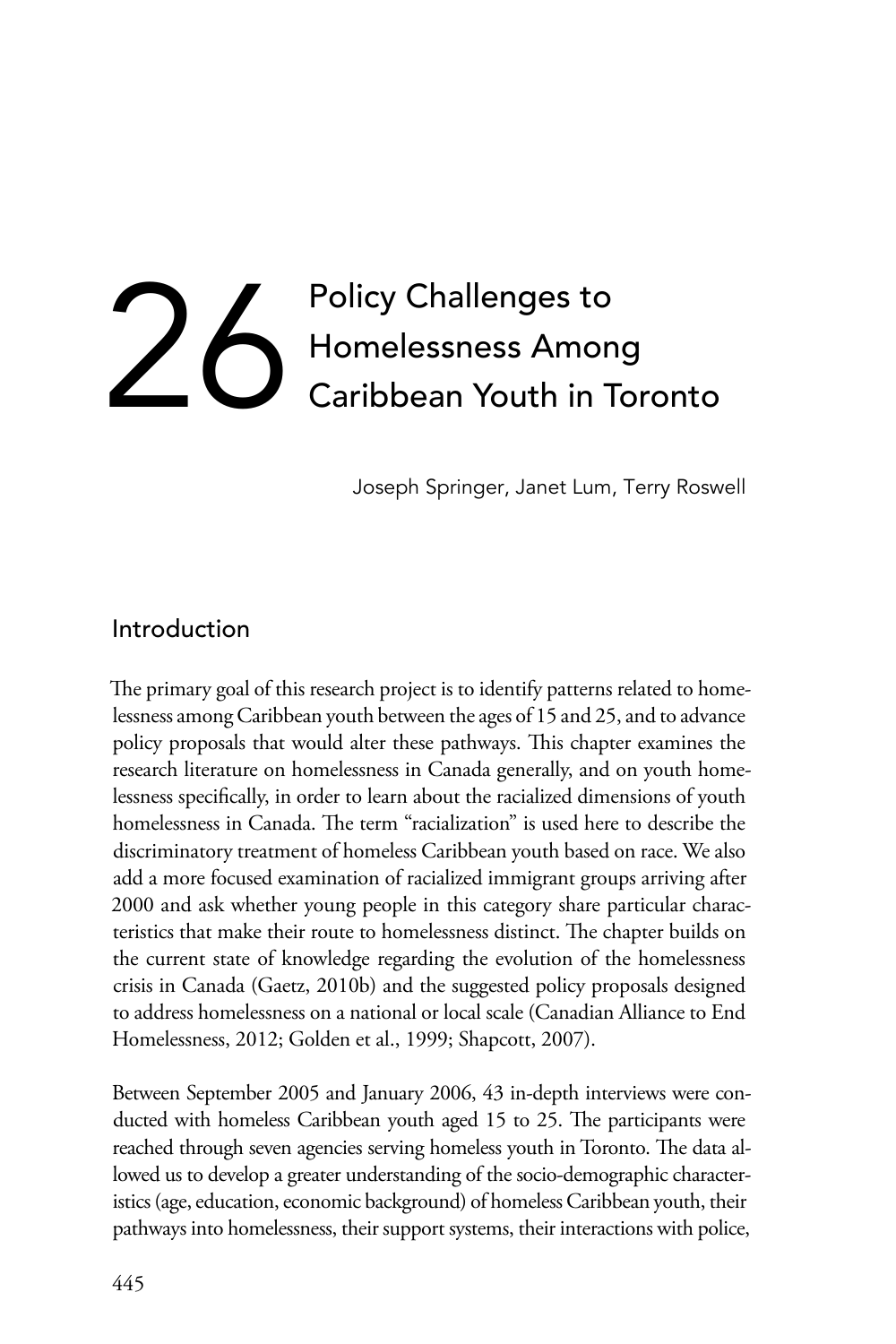# 26 Policy Challenges to Homelessness Among Caribbean Youth in Toronto

Joseph Springer, Janet Lum, Terry Roswell

## Introduction

The primary goal of this research project is to identify patterns related to homelessness among Caribbean youth between the ages of 15 and 25, and to advance policy proposals that would alter these pathways. This chapter examines the research literature on homelessness in Canada generally, and on youth homelessness specifically, in order to learn about the racialized dimensions of youth homelessness in Canada. The term "racialization" is used here to describe the discriminatory treatment of homeless Caribbean youth based on race. We also add a more focused examination of racialized immigrant groups arriving after 2000 and ask whether young people in this category share particular characteristics that make their route to homelessness distinct. The chapter builds on the current state of knowledge regarding the evolution of the homelessness crisis in Canada (Gaetz, 2010b) and the suggested policy proposals designed to address homelessness on a national or local scale (Canadian Alliance to End Homelessness, 2012; Golden et al., 1999; Shapcott, 2007).

Between September 2005 and January 2006, 43 in-depth interviews were conducted with homeless Caribbean youth aged 15 to 25. The participants were reached through seven agencies serving homeless youth in Toronto. The data allowed us to develop a greater understanding of the socio-demographic characteristics (age, education, economic background) of homeless Caribbean youth, their pathways into homelessness, their support systems, their interactions with police,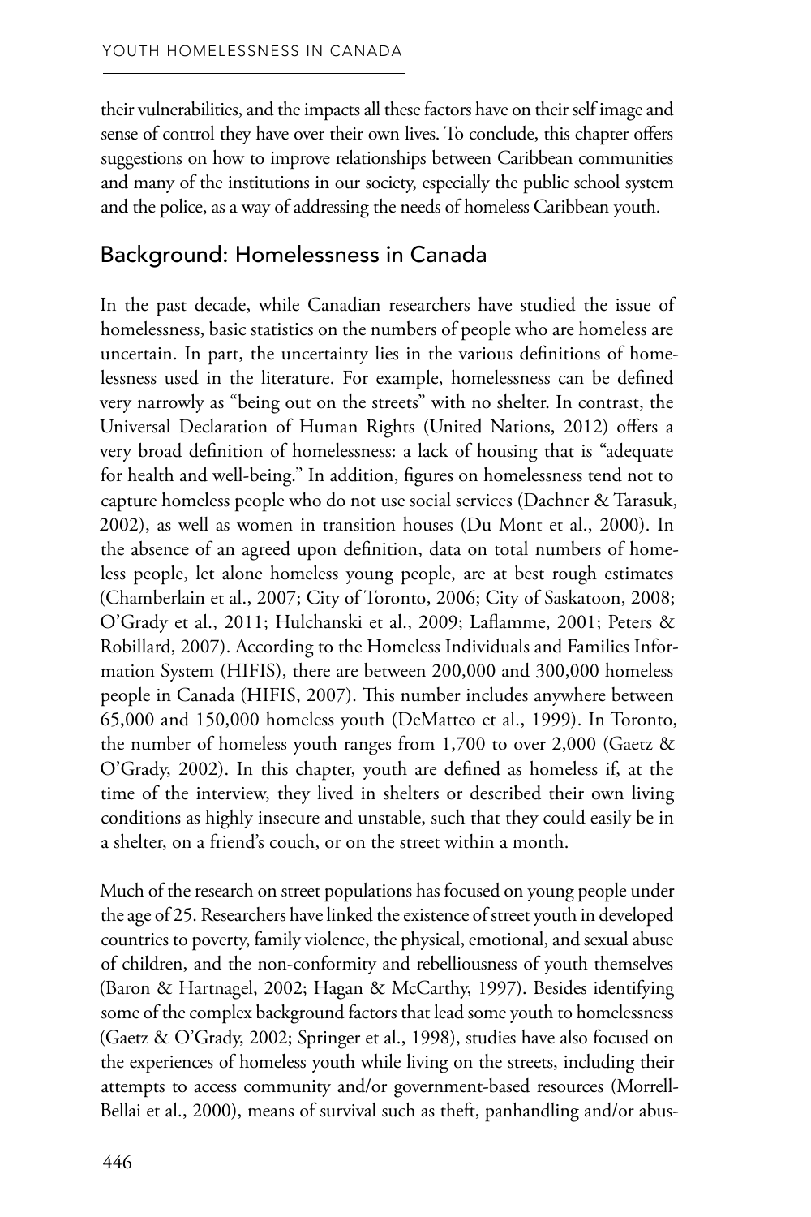their vulnerabilities, and the impacts all these factors have on their self image and sense of control they have over their own lives. To conclude, this chapter offers suggestions on how to improve relationships between Caribbean communities and many of the institutions in our society, especially the public school system and the police, as a way of addressing the needs of homeless Caribbean youth.

## Background: Homelessness in Canada

In the past decade, while Canadian researchers have studied the issue of homelessness, basic statistics on the numbers of people who are homeless are uncertain. In part, the uncertainty lies in the various definitions of homelessness used in the literature. For example, homelessness can be defined very narrowly as "being out on the streets" with no shelter. In contrast, the Universal Declaration of Human Rights (United Nations, 2012) offers a very broad definition of homelessness: a lack of housing that is "adequate for health and well-being." In addition, figures on homelessness tend not to capture homeless people who do not use social services (Dachner & Tarasuk, 2002), as well as women in transition houses (Du Mont et al., 2000). In the absence of an agreed upon definition, data on total numbers of homeless people, let alone homeless young people, are at best rough estimates (Chamberlain et al., 2007; City of Toronto, 2006; City of Saskatoon, 2008; O'Grady et al., 2011; Hulchanski et al., 2009; Laflamme, 2001; Peters & Robillard, 2007). According to the Homeless Individuals and Families Information System (HIFIS), there are between 200,000 and 300,000 homeless people in Canada (HIFIS, 2007). This number includes anywhere between 65,000 and 150,000 homeless youth (DeMatteo et al., 1999). In Toronto, the number of homeless youth ranges from 1,700 to over 2,000 (Gaetz & O'Grady, 2002). In this chapter, youth are defined as homeless if, at the time of the interview, they lived in shelters or described their own living conditions as highly insecure and unstable, such that they could easily be in a shelter, on a friend's couch, or on the street within a month.

Much of the research on street populations has focused on young people under the age of 25. Researchers have linked the existence of street youth in developed countries to poverty, family violence, the physical, emotional, and sexual abuse of children, and the non-conformity and rebelliousness of youth themselves (Baron & Hartnagel, 2002; Hagan & McCarthy, 1997). Besides identifying some of the complex background factors that lead some youth to homelessness (Gaetz & O'Grady, 2002; Springer et al., 1998), studies have also focused on the experiences of homeless youth while living on the streets, including their attempts to access community and/or government-based resources (Morrell-Bellai et al., 2000), means of survival such as theft, panhandling and/or abus-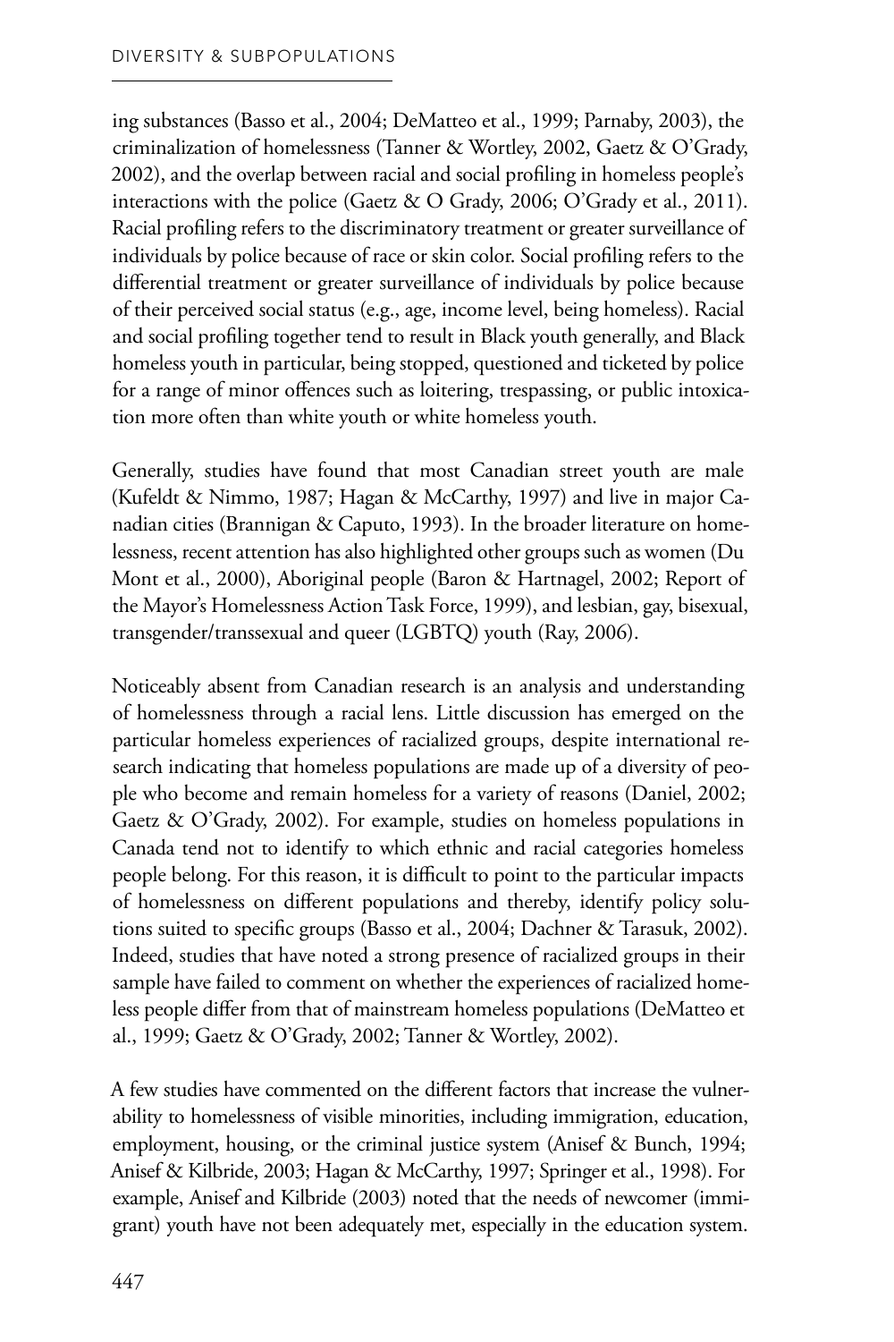ing substances (Basso et al., 2004; DeMatteo et al., 1999; Parnaby, 2003), the criminalization of homelessness (Tanner & Wortley, 2002, Gaetz & O'Grady, 2002), and the overlap between racial and social profiling in homeless people's interactions with the police (Gaetz & O Grady, 2006; O'Grady et al., 2011). Racial profiling refers to the discriminatory treatment or greater surveillance of individuals by police because of race or skin color. Social profiling refers to the differential treatment or greater surveillance of individuals by police because of their perceived social status (e.g., age, income level, being homeless). Racial and social profiling together tend to result in Black youth generally, and Black homeless youth in particular, being stopped, questioned and ticketed by police for a range of minor offences such as loitering, trespassing, or public intoxication more often than white youth or white homeless youth.

Generally, studies have found that most Canadian street youth are male (Kufeldt & Nimmo, 1987; Hagan & McCarthy, 1997) and live in major Canadian cities (Brannigan & Caputo, 1993). In the broader literature on homelessness, recent attention has also highlighted other groups such as women (Du Mont et al., 2000), Aboriginal people (Baron & Hartnagel, 2002; Report of the Mayor's Homelessness Action Task Force, 1999), and lesbian, gay, bisexual, transgender/transsexual and queer (LGBTQ) youth (Ray, 2006).

Noticeably absent from Canadian research is an analysis and understanding of homelessness through a racial lens. Little discussion has emerged on the particular homeless experiences of racialized groups, despite international research indicating that homeless populations are made up of a diversity of people who become and remain homeless for a variety of reasons (Daniel, 2002; Gaetz & O'Grady, 2002). For example, studies on homeless populations in Canada tend not to identify to which ethnic and racial categories homeless people belong. For this reason, it is difficult to point to the particular impacts of homelessness on different populations and thereby, identify policy solutions suited to specific groups (Basso et al., 2004; Dachner & Tarasuk, 2002). Indeed, studies that have noted a strong presence of racialized groups in their sample have failed to comment on whether the experiences of racialized homeless people differ from that of mainstream homeless populations (DeMatteo et al., 1999; Gaetz & O'Grady, 2002; Tanner & Wortley, 2002).

A few studies have commented on the different factors that increase the vulnerability to homelessness of visible minorities, including immigration, education, employment, housing, or the criminal justice system (Anisef & Bunch, 1994; Anisef & Kilbride, 2003; Hagan & McCarthy, 1997; Springer et al., 1998). For example, Anisef and Kilbride (2003) noted that the needs of newcomer (immigrant) youth have not been adequately met, especially in the education system.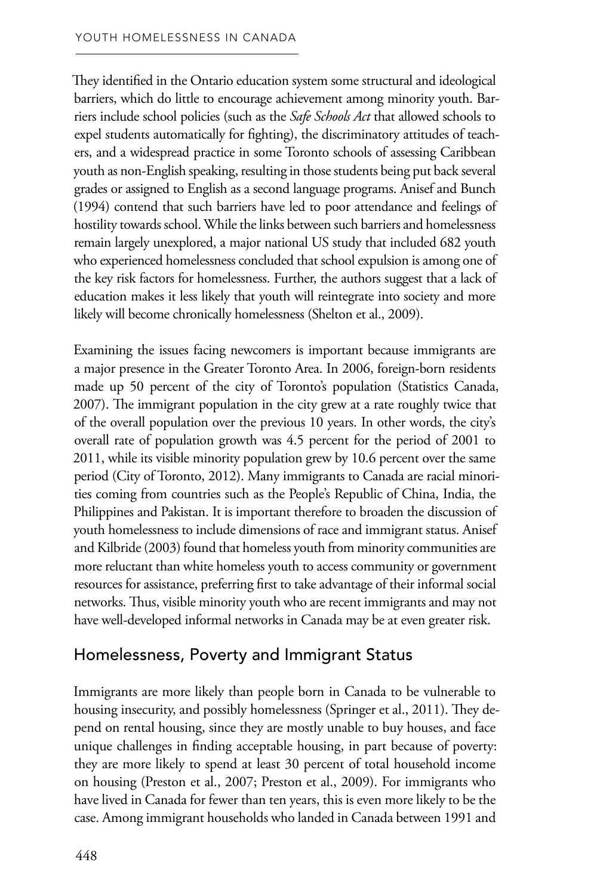They identified in the Ontario education system some structural and ideological barriers, which do little to encourage achievement among minority youth. Barriers include school policies (such as the *Safe Schools Act* that allowed schools to expel students automatically for fighting), the discriminatory attitudes of teachers, and a widespread practice in some Toronto schools of assessing Caribbean youth as non-English speaking, resulting in those students being put back several grades or assigned to English as a second language programs. Anisef and Bunch (1994) contend that such barriers have led to poor attendance and feelings of hostility towards school. While the links between such barriers and homelessness remain largely unexplored, a major national US study that included 682 youth who experienced homelessness concluded that school expulsion is among one of the key risk factors for homelessness. Further, the authors suggest that a lack of education makes it less likely that youth will reintegrate into society and more likely will become chronically homelessness (Shelton et al., 2009).

Examining the issues facing newcomers is important because immigrants are a major presence in the Greater Toronto Area. In 2006, foreign-born residents made up 50 percent of the city of Toronto's population (Statistics Canada, 2007). The immigrant population in the city grew at a rate roughly twice that of the overall population over the previous 10 years. In other words, the city's overall rate of population growth was 4.5 percent for the period of 2001 to 2011, while its visible minority population grew by 10.6 percent over the same period (City of Toronto, 2012). Many immigrants to Canada are racial minorities coming from countries such as the People's Republic of China, India, the Philippines and Pakistan. It is important therefore to broaden the discussion of youth homelessness to include dimensions of race and immigrant status. Anisef and Kilbride (2003) found that homeless youth from minority communities are more reluctant than white homeless youth to access community or government resources for assistance, preferring first to take advantage of their informal social networks. Thus, visible minority youth who are recent immigrants and may not have well-developed informal networks in Canada may be at even greater risk.

## Homelessness, Poverty and Immigrant Status

Immigrants are more likely than people born in Canada to be vulnerable to housing insecurity, and possibly homelessness (Springer et al., 2011). They depend on rental housing, since they are mostly unable to buy houses, and face unique challenges in finding acceptable housing, in part because of poverty: they are more likely to spend at least 30 percent of total household income on housing (Preston et al., 2007; Preston et al., 2009). For immigrants who have lived in Canada for fewer than ten years, this is even more likely to be the case. Among immigrant households who landed in Canada between 1991 and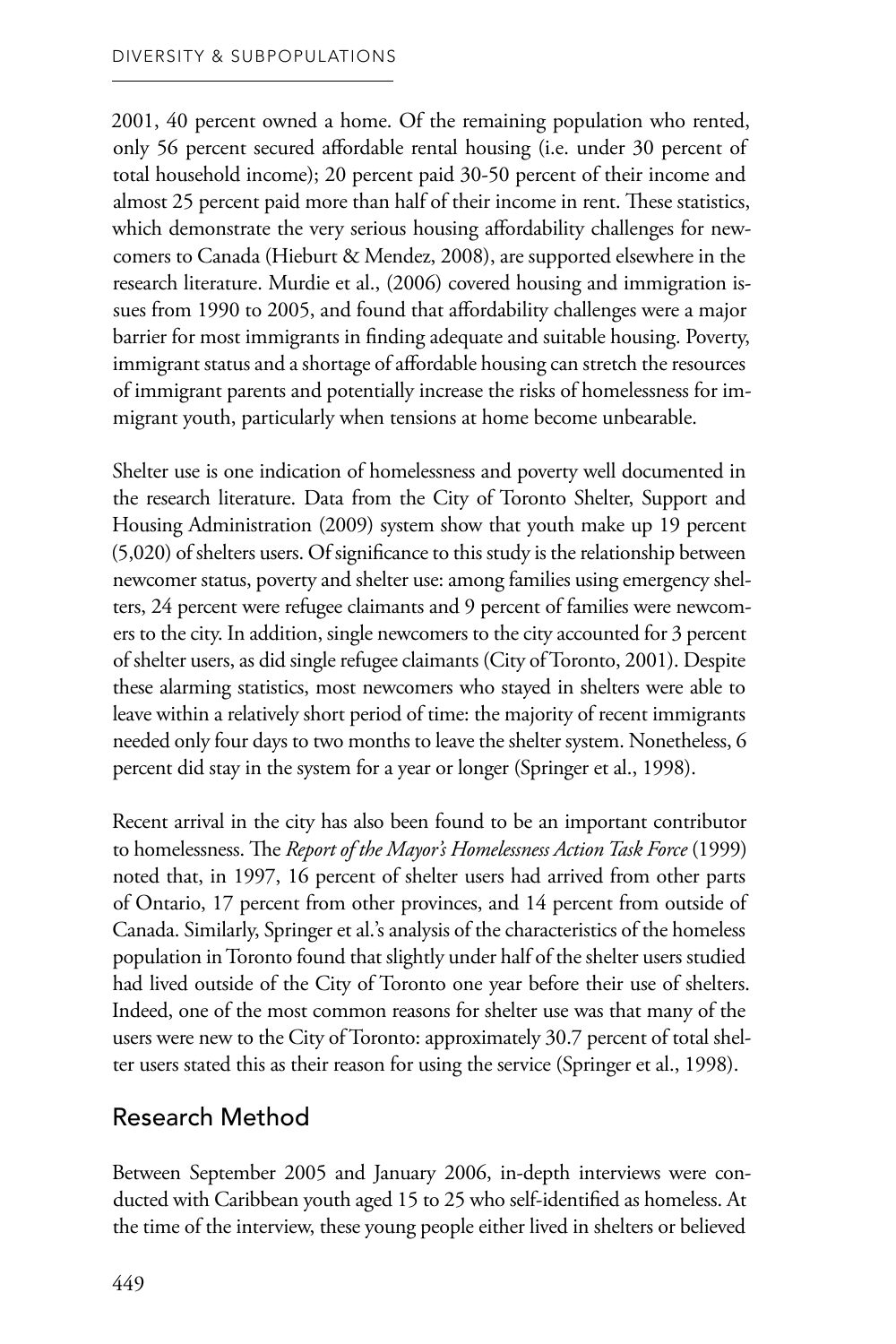2001, 40 percent owned a home. Of the remaining population who rented, only 56 percent secured affordable rental housing (i.e. under 30 percent of total household income); 20 percent paid 30-50 percent of their income and almost 25 percent paid more than half of their income in rent. These statistics, which demonstrate the very serious housing affordability challenges for newcomers to Canada (Hieburt & Mendez, 2008), are supported elsewhere in the research literature. Murdie et al., (2006) covered housing and immigration issues from 1990 to 2005, and found that affordability challenges were a major barrier for most immigrants in finding adequate and suitable housing. Poverty, immigrant status and a shortage of affordable housing can stretch the resources of immigrant parents and potentially increase the risks of homelessness for immigrant youth, particularly when tensions at home become unbearable.

Shelter use is one indication of homelessness and poverty well documented in the research literature. Data from the City of Toronto Shelter, Support and Housing Administration (2009) system show that youth make up 19 percent (5,020) of shelters users. Of significance to this study is the relationship between newcomer status, poverty and shelter use: among families using emergency shelters, 24 percent were refugee claimants and 9 percent of families were newcomers to the city. In addition, single newcomers to the city accounted for 3 percent of shelter users, as did single refugee claimants (City of Toronto, 2001). Despite these alarming statistics, most newcomers who stayed in shelters were able to leave within a relatively short period of time: the majority of recent immigrants needed only four days to two months to leave the shelter system. Nonetheless, 6 percent did stay in the system for a year or longer (Springer et al., 1998).

Recent arrival in the city has also been found to be an important contributor to homelessness. The *Report of the Mayor's Homelessness Action Task Force* (1999) noted that, in 1997, 16 percent of shelter users had arrived from other parts of Ontario, 17 percent from other provinces, and 14 percent from outside of Canada. Similarly, Springer et al.'s analysis of the characteristics of the homeless population in Toronto found that slightly under half of the shelter users studied had lived outside of the City of Toronto one year before their use of shelters. Indeed, one of the most common reasons for shelter use was that many of the users were new to the City of Toronto: approximately 30.7 percent of total shelter users stated this as their reason for using the service (Springer et al., 1998).

## Research Method

Between September 2005 and January 2006, in-depth interviews were conducted with Caribbean youth aged 15 to 25 who self-identified as homeless. At the time of the interview, these young people either lived in shelters or believed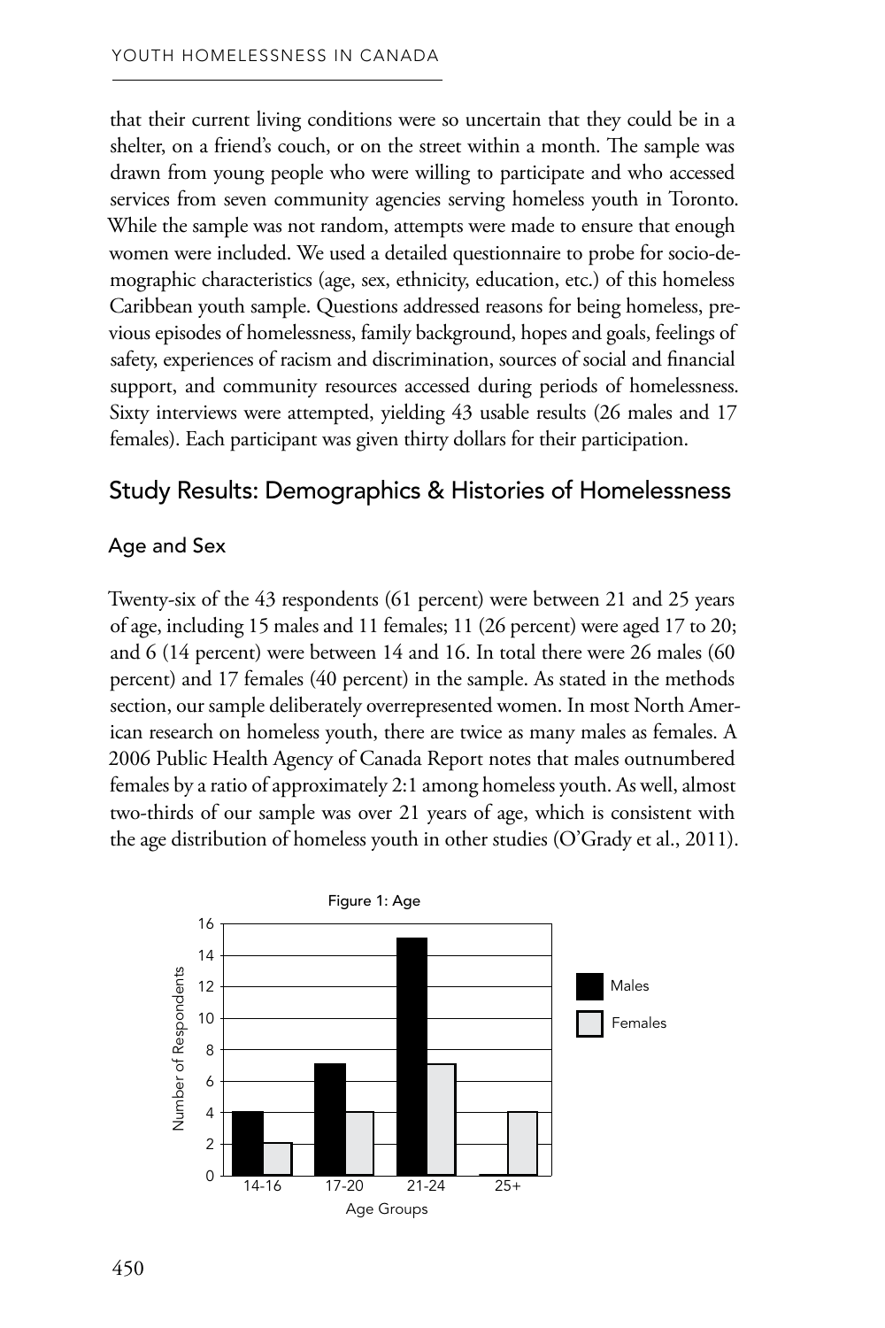that their current living conditions were so uncertain that they could be in a shelter, on a friend's couch, or on the street within a month. The sample was drawn from young people who were willing to participate and who accessed services from seven community agencies serving homeless youth in Toronto. While the sample was not random, attempts were made to ensure that enough women were included. We used a detailed questionnaire to probe for socio-demographic characteristics (age, sex, ethnicity, education, etc.) of this homeless Caribbean youth sample. Questions addressed reasons for being homeless, previous episodes of homelessness, family background, hopes and goals, feelings of safety, experiences of racism and discrimination, sources of social and financial support, and community resources accessed during periods of homelessness. Sixty interviews were attempted, yielding 43 usable results (26 males and 17 females). Each participant was given thirty dollars for their participation.

## Study Results: Demographics & Histories of Homelessness

### Age and Sex

Twenty-six of the 43 respondents (61 percent) were between 21 and 25 years of age, including 15 males and 11 females; 11 (26 percent) were aged 17 to 20; and 6 (14 percent) were between 14 and 16. In total there were 26 males (60 percent) and 17 females (40 percent) in the sample. As stated in the methods section, our sample deliberately overrepresented women. In most North American research on homeless youth, there are twice as many males as females. A 2006 Public Health Agency of Canada Report notes that males outnumbered females by a ratio of approximately 2:1 among homeless youth. As well, almost two-thirds of our sample was over 21 years of age, which is consistent with the age distribution of homeless youth in other studies (O'Grady et al., 2011).

Figure 1: Age

| Age Groups | Males | Females |
|---|---|---|
| 14-16 | 4 | 2 |
| 17-20 | 7 | 4 |
| 21-24 | 15 | 7 |
| 25+ | 0 | 4 |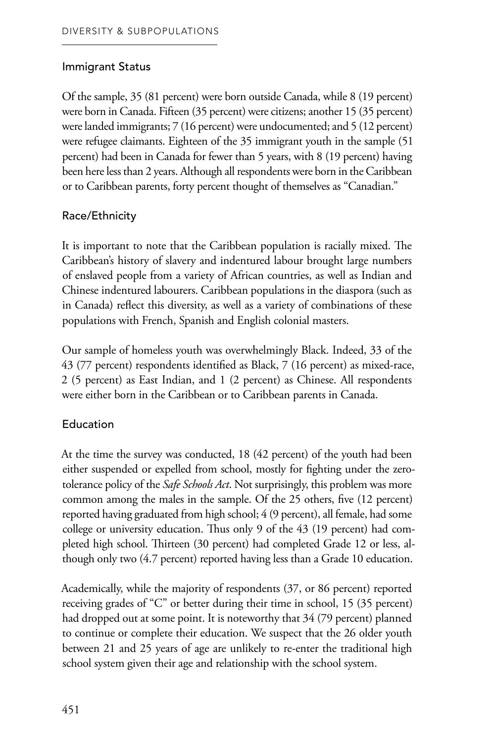## Immigrant Status

Of the sample, 35 (81 percent) were born outside Canada, while 8 (19 percent) were born in Canada. Fifteen (35 percent) were citizens; another 15 (35 percent) were landed immigrants; 7 (16 percent) were undocumented; and 5 (12 percent) were refugee claimants. Eighteen of the 35 immigrant youth in the sample (51 percent) had been in Canada for fewer than 5 years, with 8 (19 percent) having been here less than 2 years. Although all respondents were born in the Caribbean or to Caribbean parents, forty percent thought of themselves as "Canadian."

## Race/Ethnicity

It is important to note that the Caribbean population is racially mixed. The Caribbean's history of slavery and indentured labour brought large numbers of enslaved people from a variety of African countries, as well as Indian and Chinese indentured labourers. Caribbean populations in the diaspora (such as in Canada) reflect this diversity, as well as a variety of combinations of these populations with French, Spanish and English colonial masters.

Our sample of homeless youth was overwhelmingly Black. Indeed, 33 of the 43 (77 percent) respondents identified as Black, 7 (16 percent) as mixed-race, 2 (5 percent) as East Indian, and 1 (2 percent) as Chinese. All respondents were either born in the Caribbean or to Caribbean parents in Canada.

## Education

At the time the survey was conducted, 18 (42 percent) of the youth had been either suspended or expelled from school, mostly for fighting under the zero-tolerance policy of the *Safe Schools Act*. Not surprisingly, this problem was more common among the males in the sample. Of the 25 others, five (12 percent) reported having graduated from high school; 4 (9 percent), all female, had some college or university education. Thus only 9 of the 43 (19 percent) had completed high school. Thirteen (30 percent) had completed Grade 12 or less, although only two (4.7 percent) reported having less than a Grade 10 education.

Academically, while the majority of respondents (37, or 86 percent) reported receiving grades of "C" or better during their time in school, 15 (35 percent) had dropped out at some point. It is noteworthy that 34 (79 percent) planned to continue or complete their education. We suspect that the 26 older youth between 21 and 25 years of age are unlikely to re-enter the traditional high school system given their age and relationship with the school system.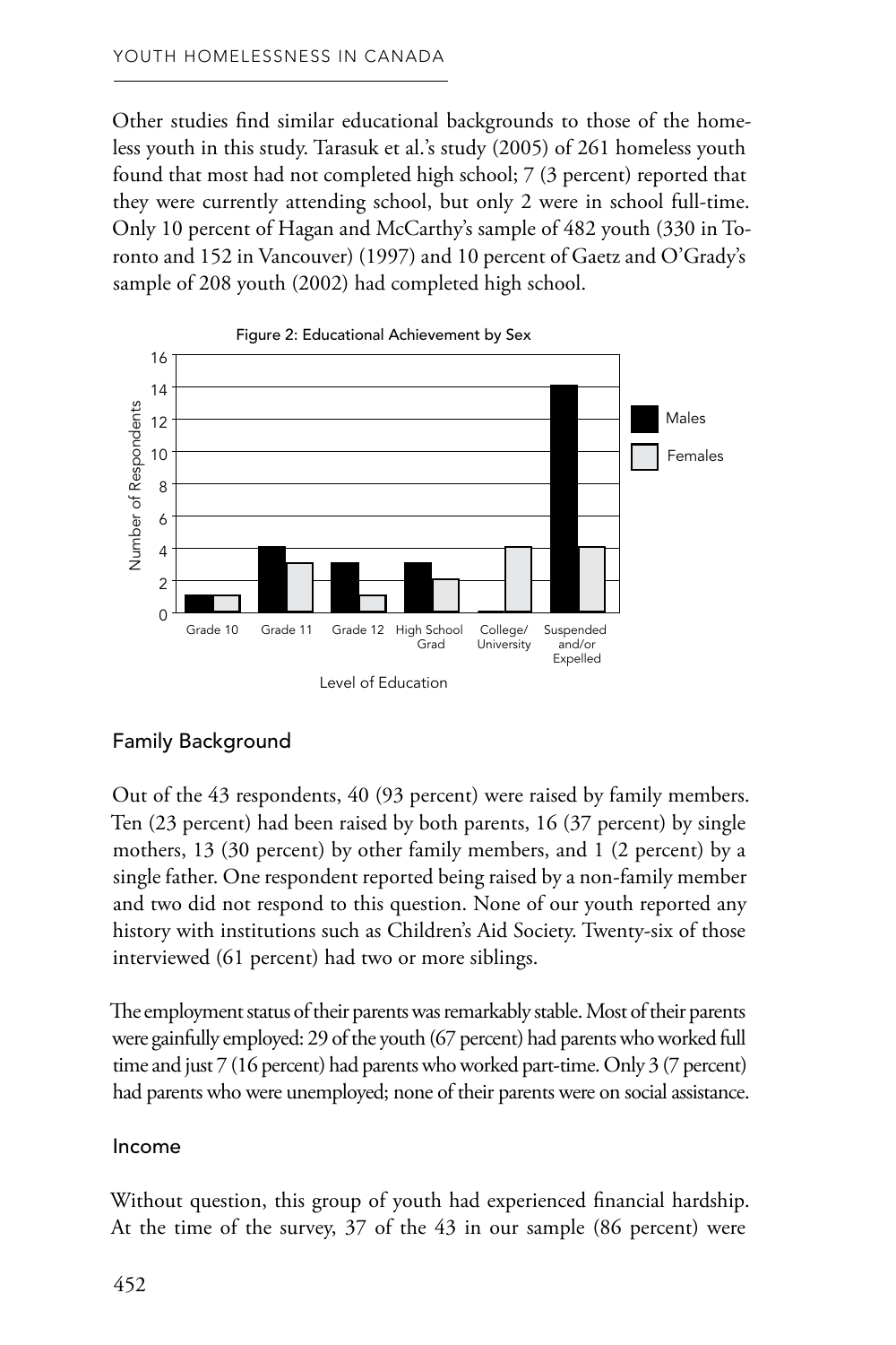Other studies find similar educational backgrounds to those of the homeless youth in this study. Tarasuk et al.'s study (2005) of 261 homeless youth found that most had not completed high school; 7 (3 percent) reported that they were currently attending school, but only 2 were in school full-time. Only 10 percent of Hagan and McCarthy's sample of 482 youth (330 in Toronto and 152 in Vancouver) (1997) and 10 percent of Gaetz and O'Grady's sample of 208 youth (2002) had completed high school.

Figure 2: Educational Achievement by Sex

| Level of Education | Males | Females |
| --- | --- | --- |
| Grade 10 | 1 | 1 |
| Grade 11 | 4 | 3 |
| Grade 12 | 3 | 1 |
| High School Grad | 3 | 2 |
| College/University | 0 | 4 |
| Suspended and/or Expelled | 14 | 4 |

## Family Background

Out of the 43 respondents, 40 (93 percent) were raised by family members. Ten (23 percent) had been raised by both parents, 16 (37 percent) by single mothers, 13 (30 percent) by other family members, and 1 (2 percent) by a single father. One respondent reported being raised by a non-family member and two did not respond to this question. None of our youth reported any history with institutions such as Children's Aid Society. Twenty-six of those interviewed (61 percent) had two or more siblings.

The employment status of their parents was remarkably stable. Most of their parents were gainfully employed: 29 of the youth (67 percent) had parents who worked full time and just 7 (16 percent) had parents who worked part-time. Only 3 (7 percent) had parents who were unemployed; none of their parents were on social assistance.

## Income

Without question, this group of youth had experienced financial hardship. At the time of the survey, 37 of the 43 in our sample (86 percent) were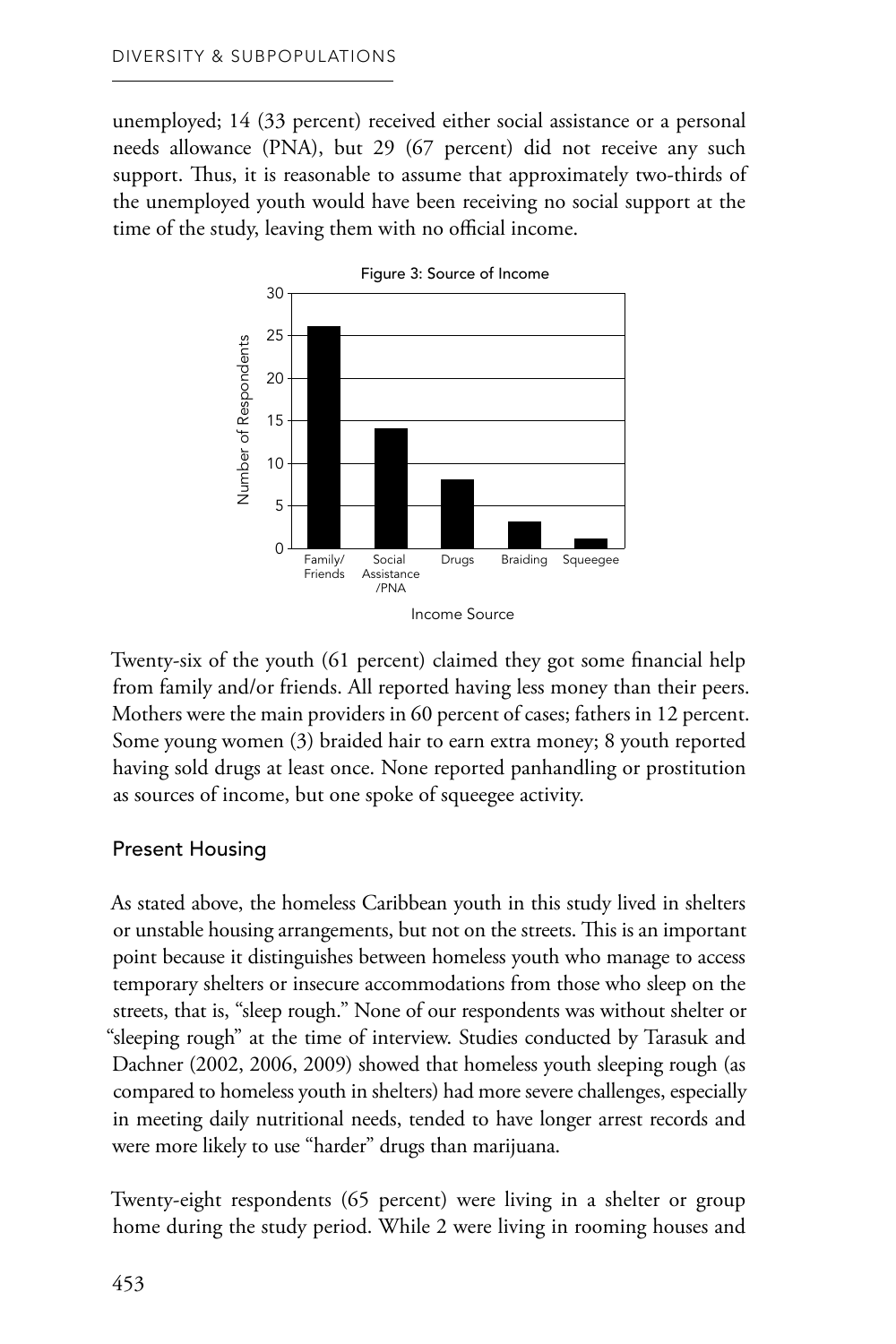unemployed; 14 (33 percent) received either social assistance or a personal needs allowance (PNA), but 29 (67 percent) did not receive any such support. Thus, it is reasonable to assume that approximately two-thirds of the unemployed youth would have been receiving no social support at the time of the study, leaving them with no official income.

Figure 3: Source of Income

Twenty-six of the youth (61 percent) claimed they got some financial help from family and/or friends. All reported having less money than their peers. Mothers were the main providers in 60 percent of cases; fathers in 12 percent. Some young women (3) braided hair to earn extra money; 8 youth reported having sold drugs at least once. None reported panhandling or prostitution as sources of income, but one spoke of squeegee activity.

## Present Housing

As stated above, the homeless Caribbean youth in this study lived in shelters or unstable housing arrangements, but not on the streets. This is an important point because it distinguishes between homeless youth who manage to access temporary shelters or insecure accommodations from those who sleep on the streets, that is, "sleep rough." None of our respondents was without shelter or "sleeping rough" at the time of interview. Studies conducted by Tarasuk and Dachner (2002, 2006, 2009) showed that homeless youth sleeping rough (as compared to homeless youth in shelters) had more severe challenges, especially in meeting daily nutritional needs, tended to have longer arrest records and were more likely to use "harder" drugs than marijuana.

Twenty-eight respondents (65 percent) were living in a shelter or group home during the study period. While 2 were living in rooming houses and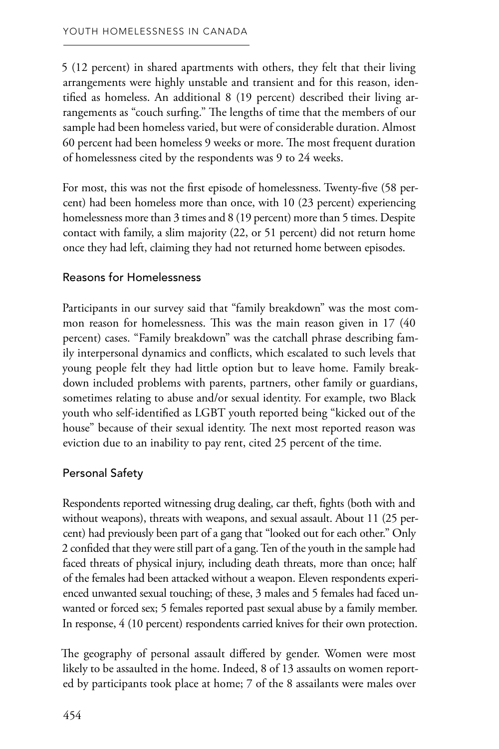5 (12 percent) in shared apartments with others, they felt that their living arrangements were highly unstable and transient and for this reason, identified as homeless. An additional 8 (19 percent) described their living arrangements as "couch surfing." The lengths of time that the members of our sample had been homeless varied, but were of considerable duration. Almost 60 percent had been homeless 9 weeks or more. The most frequent duration of homelessness cited by the respondents was 9 to 24 weeks.

For most, this was not the first episode of homelessness. Twenty-five (58 percent) had been homeless more than once, with 10 (23 percent) experiencing homelessness more than 3 times and 8 (19 percent) more than 5 times. Despite contact with family, a slim majority (22, or 51 percent) did not return home once they had left, claiming they had not returned home between episodes.

### Reasons for Homelessness

Participants in our survey said that "family breakdown" was the most common reason for homelessness. This was the main reason given in 17 (40 percent) cases. "Family breakdown" was the catchall phrase describing family interpersonal dynamics and conflicts, which escalated to such levels that young people felt they had little option but to leave home. Family breakdown included problems with parents, partners, other family or guardians, sometimes relating to abuse and/or sexual identity. For example, two Black youth who self-identified as LGBT youth reported being "kicked out of the house" because of their sexual identity. The next most reported reason was eviction due to an inability to pay rent, cited 25 percent of the time.

### Personal Safety

Respondents reported witnessing drug dealing, car theft, fights (both with and without weapons), threats with weapons, and sexual assault. About 11 (25 percent) had previously been part of a gang that "looked out for each other." Only 2 confided that they were still part of a gang. Ten of the youth in the sample had faced threats of physical injury, including death threats, more than once; half of the females had been attacked without a weapon. Eleven respondents experienced unwanted sexual touching; of these, 3 males and 5 females had faced unwanted or forced sex; 5 females reported past sexual abuse by a family member. In response, 4 (10 percent) respondents carried knives for their own protection.

The geography of personal assault differed by gender. Women were most likely to be assaulted in the home. Indeed, 8 of 13 assaults on women reported by participants took place at home; 7 of the 8 assailants were males over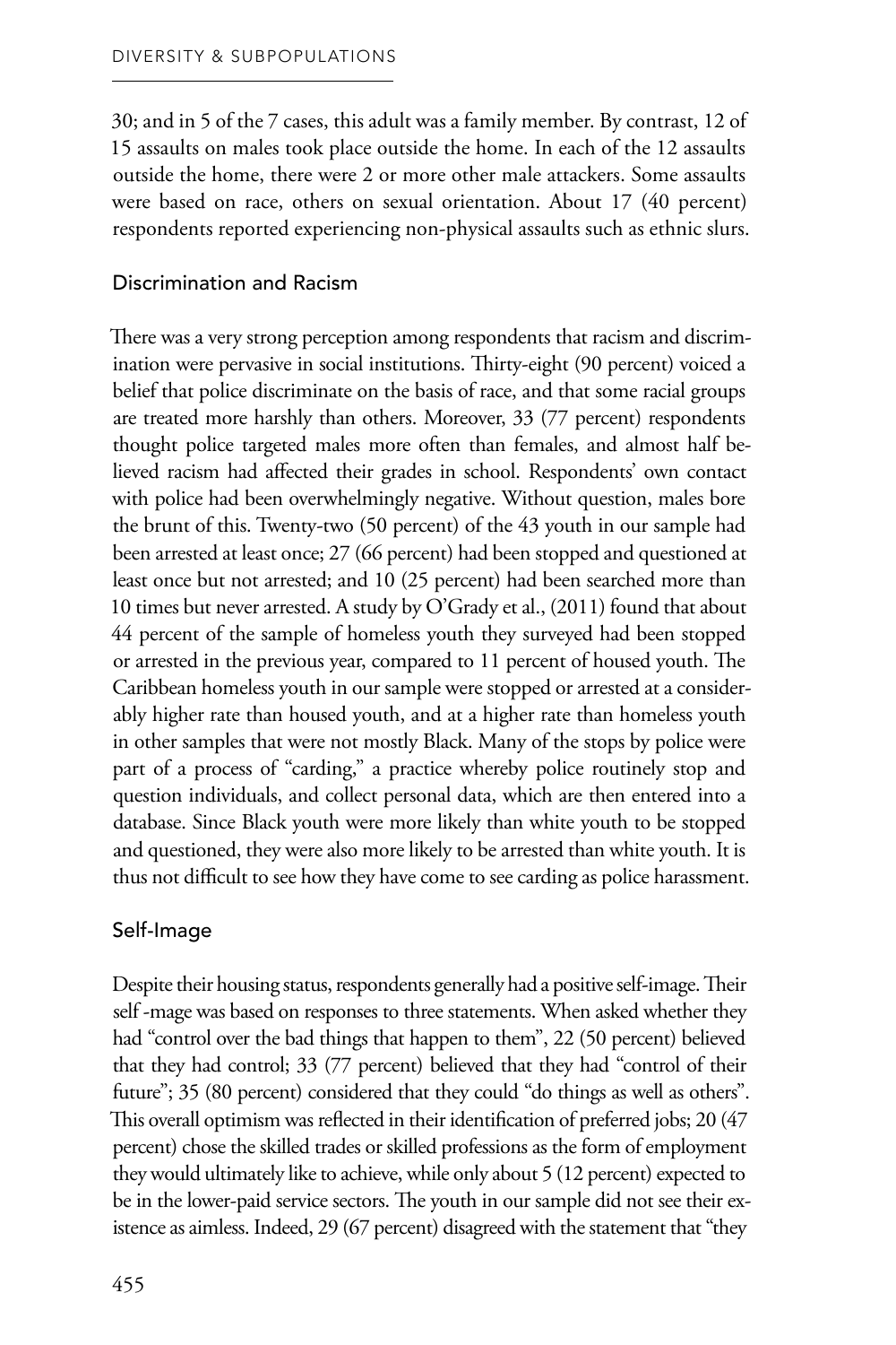30; and in 5 of the 7 cases, this adult was a family member. By contrast, 12 of 15 assaults on males took place outside the home. In each of the 12 assaults outside the home, there were 2 or more other male attackers. Some assaults were based on race, others on sexual orientation. About 17 (40 percent) respondents reported experiencing non-physical assaults such as ethnic slurs.

### Discrimination and Racism

There was a very strong perception among respondents that racism and discrimination were pervasive in social institutions. Thirty-eight (90 percent) voiced a belief that police discriminate on the basis of race, and that some racial groups are treated more harshly than others. Moreover, 33 (77 percent) respondents thought police targeted males more often than females, and almost half believed racism had affected their grades in school. Respondents' own contact with police had been overwhelmingly negative. Without question, males bore the brunt of this. Twenty-two (50 percent) of the 43 youth in our sample had been arrested at least once; 27 (66 percent) had been stopped and questioned at least once but not arrested; and 10 (25 percent) had been searched more than 10 times but never arrested. A study by O'Grady et al., (2011) found that about 44 percent of the sample of homeless youth they surveyed had been stopped or arrested in the previous year, compared to 11 percent of housed youth. The Caribbean homeless youth in our sample were stopped or arrested at a considerably higher rate than housed youth, and at a higher rate than homeless youth in other samples that were not mostly Black. Many of the stops by police were part of a process of "carding," a practice whereby police routinely stop and question individuals, and collect personal data, which are then entered into a database. Since Black youth were more likely than white youth to be stopped and questioned, they were also more likely to be arrested than white youth. It is thus not difficult to see how they have come to see carding as police harassment.

### Self-Image

Despite their housing status, respondents generally had a positive self-image. Their self -mage was based on responses to three statements. When asked whether they had "control over the bad things that happen to them", 22 (50 percent) believed that they had control; 33 (77 percent) believed that they had "control of their future"; 35 (80 percent) considered that they could "do things as well as others". This overall optimism was reflected in their identification of preferred jobs; 20 (47 percent) chose the skilled trades or skilled professions as the form of employment they would ultimately like to achieve, while only about 5 (12 percent) expected to be in the lower-paid service sectors. The youth in our sample did not see their existence as aimless. Indeed, 29 (67 percent) disagreed with the statement that "they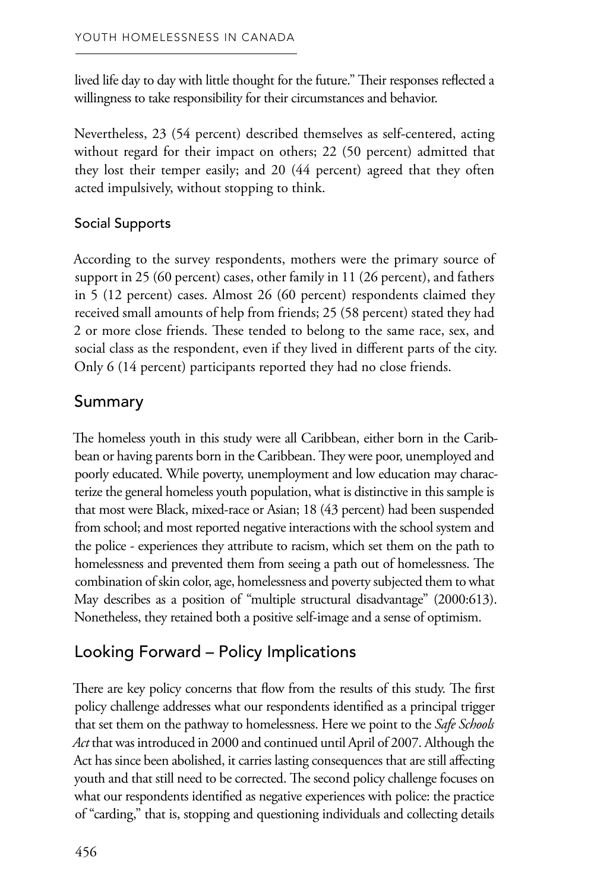lived life day to day with little thought for the future." Their responses reflected a willingness to take responsibility for their circumstances and behavior.

Nevertheless, 23 (54 percent) described themselves as self-centered, acting without regard for their impact on others; 22 (50 percent) admitted that they lost their temper easily; and 20 (44 percent) agreed that they often acted impulsively, without stopping to think.

### Social Supports

According to the survey respondents, mothers were the primary source of support in 25 (60 percent) cases, other family in 11 (26 percent), and fathers in 5 (12 percent) cases. Almost 26 (60 percent) respondents claimed they received small amounts of help from friends; 25 (58 percent) stated they had 2 or more close friends. These tended to belong to the same race, sex, and social class as the respondent, even if they lived in different parts of the city. Only 6 (14 percent) participants reported they had no close friends.

## Summary

The homeless youth in this study were all Caribbean, either born in the Caribbean or having parents born in the Caribbean. They were poor, unemployed and poorly educated. While poverty, unemployment and low education may characterize the general homeless youth population, what is distinctive in this sample is that most were Black, mixed-race or Asian; 18 (43 percent) had been suspended from school; and most reported negative interactions with the school system and the police - experiences they attribute to racism, which set them on the path to homelessness and prevented them from seeing a path out of homelessness. The combination of skin color, age, homelessness and poverty subjected them to what May describes as a position of "multiple structural disadvantage" (2000:613). Nonetheless, they retained both a positive self-image and a sense of optimism.

## Looking Forward – Policy Implications

There are key policy concerns that flow from the results of this study. The first policy challenge addresses what our respondents identified as a principal trigger that set them on the pathway to homelessness. Here we point to the *Safe Schools Act* that was introduced in 2000 and continued until April of 2007. Although the Act has since been abolished, it carries lasting consequences that are still affecting youth and that still need to be corrected. The second policy challenge focuses on what our respondents identified as negative experiences with police: the practice of "carding," that is, stopping and questioning individuals and collecting details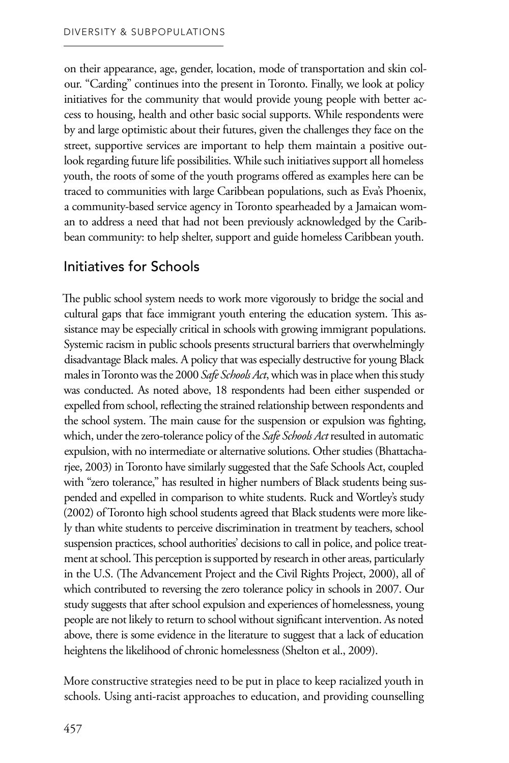on their appearance, age, gender, location, mode of transportation and skin colour. "Carding" continues into the present in Toronto. Finally, we look at policy initiatives for the community that would provide young people with better access to housing, health and other basic social supports. While respondents were by and large optimistic about their futures, given the challenges they face on the street, supportive services are important to help them maintain a positive outlook regarding future life possibilities. While such initiatives support all homeless youth, the roots of some of the youth programs offered as examples here can be traced to communities with large Caribbean populations, such as Eva's Phoenix, a community-based service agency in Toronto spearheaded by a Jamaican woman to address a need that had not been previously acknowledged by the Caribbean community: to help shelter, support and guide homeless Caribbean youth.

## Initiatives for Schools

The public school system needs to work more vigorously to bridge the social and cultural gaps that face immigrant youth entering the education system. This assistance may be especially critical in schools with growing immigrant populations. Systemic racism in public schools presents structural barriers that overwhelmingly disadvantage Black males. A policy that was especially destructive for young Black males in Toronto was the 2000 *Safe Schools Act*, which was in place when this study was conducted. As noted above, 18 respondents had been either suspended or expelled from school, reflecting the strained relationship between respondents and the school system. The main cause for the suspension or expulsion was fighting, which, under the zero-tolerance policy of the *Safe Schools Act* resulted in automatic expulsion, with no intermediate or alternative solutions. Other studies (Bhattacharjee, 2003) in Toronto have similarly suggested that the Safe Schools Act, coupled with "zero tolerance," has resulted in higher numbers of Black students being suspended and expelled in comparison to white students. Ruck and Wortley's study (2002) of Toronto high school students agreed that Black students were more likely than white students to perceive discrimination in treatment by teachers, school suspension practices, school authorities' decisions to call in police, and police treatment at school. This perception is supported by research in other areas, particularly in the U.S. (The Advancement Project and the Civil Rights Project, 2000), all of which contributed to reversing the zero tolerance policy in schools in 2007. Our study suggests that after school expulsion and experiences of homelessness, young people are not likely to return to school without significant intervention. As noted above, there is some evidence in the literature to suggest that a lack of education heightens the likelihood of chronic homelessness (Shelton et al., 2009).

More constructive strategies need to be put in place to keep racialized youth in schools. Using anti-racist approaches to education, and providing counselling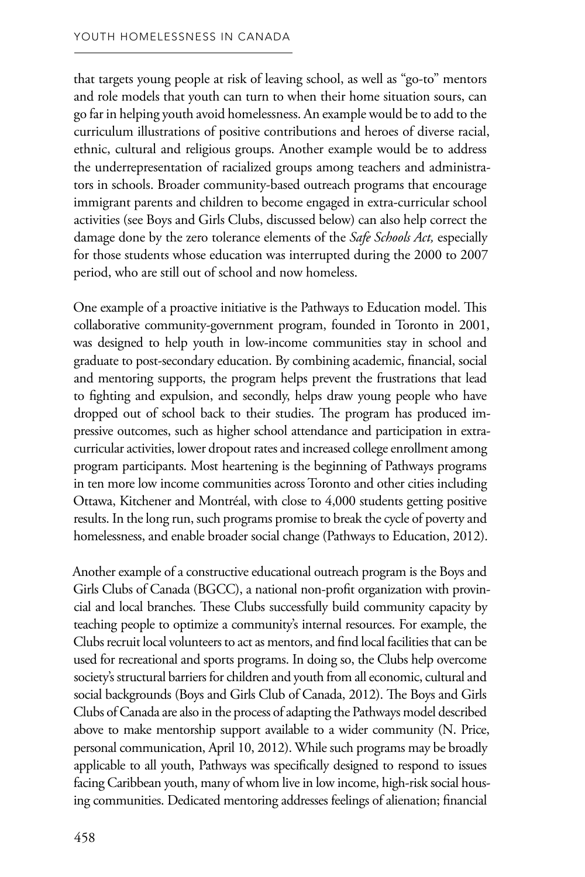that targets young people at risk of leaving school, as well as "go-to" mentors and role models that youth can turn to when their home situation sours, can go far in helping youth avoid homelessness. An example would be to add to the curriculum illustrations of positive contributions and heroes of diverse racial, ethnic, cultural and religious groups. Another example would be to address the underrepresentation of racialized groups among teachers and administrators in schools. Broader community-based outreach programs that encourage immigrant parents and children to become engaged in extra-curricular school activities (see Boys and Girls Clubs, discussed below) can also help correct the damage done by the zero tolerance elements of the *Safe Schools Act,* especially for those students whose education was interrupted during the 2000 to 2007 period, who are still out of school and now homeless.

One example of a proactive initiative is the Pathways to Education model. This collaborative community-government program, founded in Toronto in 2001, was designed to help youth in low-income communities stay in school and graduate to post-secondary education. By combining academic, financial, social and mentoring supports, the program helps prevent the frustrations that lead to fighting and expulsion, and secondly, helps draw young people who have dropped out of school back to their studies. The program has produced impressive outcomes, such as higher school attendance and participation in extra-curricular activities, lower dropout rates and increased college enrollment among program participants. Most heartening is the beginning of Pathways programs in ten more low income communities across Toronto and other cities including Ottawa, Kitchener and Montréal, with close to 4,000 students getting positive results. In the long run, such programs promise to break the cycle of poverty and homelessness, and enable broader social change (Pathways to Education, 2012).

Another example of a constructive educational outreach program is the Boys and Girls Clubs of Canada (BGCC), a national non-profit organization with provincial and local branches. These Clubs successfully build community capacity by teaching people to optimize a community's internal resources. For example, the Clubs recruit local volunteers to act as mentors, and find local facilities that can be used for recreational and sports programs. In doing so, the Clubs help overcome society's structural barriers for children and youth from all economic, cultural and social backgrounds (Boys and Girls Club of Canada, 2012). The Boys and Girls Clubs of Canada are also in the process of adapting the Pathways model described above to make mentorship support available to a wider community (N. Price, personal communication, April 10, 2012). While such programs may be broadly applicable to all youth, Pathways was specifically designed to respond to issues facing Caribbean youth, many of whom live in low income, high-risk social housing communities. Dedicated mentoring addresses feelings of alienation; financial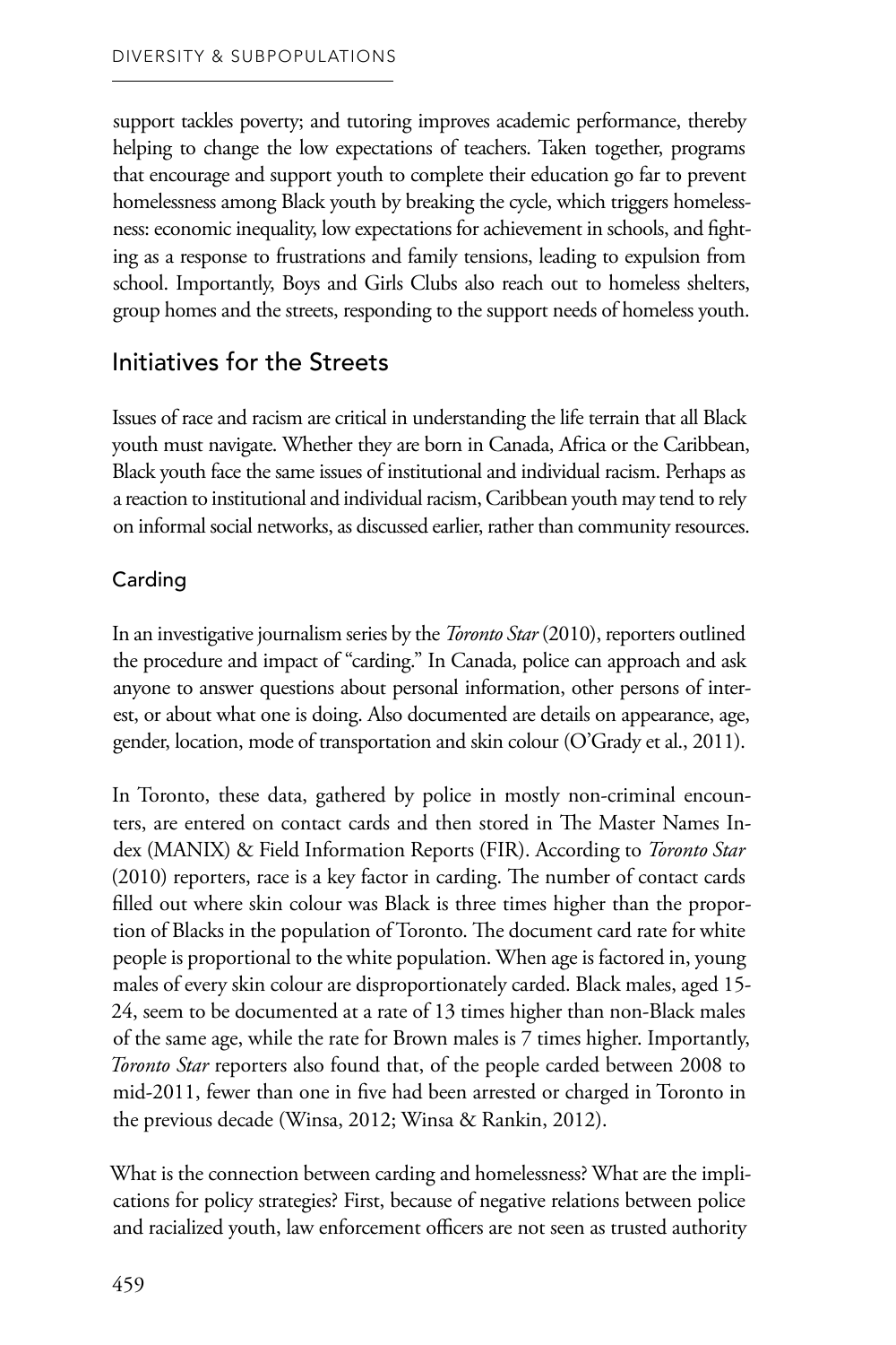support tackles poverty; and tutoring improves academic performance, thereby helping to change the low expectations of teachers. Taken together, programs that encourage and support youth to complete their education go far to prevent homelessness among Black youth by breaking the cycle, which triggers homelessness: economic inequality, low expectations for achievement in schools, and fighting as a response to frustrations and family tensions, leading to expulsion from school. Importantly, Boys and Girls Clubs also reach out to homeless shelters, group homes and the streets, responding to the support needs of homeless youth.

## Initiatives for the Streets

Issues of race and racism are critical in understanding the life terrain that all Black youth must navigate. Whether they are born in Canada, Africa or the Caribbean, Black youth face the same issues of institutional and individual racism. Perhaps as a reaction to institutional and individual racism, Caribbean youth may tend to rely on informal social networks, as discussed earlier, rather than community resources.

### Carding

In an investigative journalism series by the *Toronto Star* (2010), reporters outlined the procedure and impact of "carding." In Canada, police can approach and ask anyone to answer questions about personal information, other persons of interest, or about what one is doing. Also documented are details on appearance, age, gender, location, mode of transportation and skin colour (O'Grady et al., 2011).

In Toronto, these data, gathered by police in mostly non-criminal encounters, are entered on contact cards and then stored in The Master Names Index (MANIX) & Field Information Reports (FIR). According to *Toronto Star* (2010) reporters, race is a key factor in carding. The number of contact cards filled out where skin colour was Black is three times higher than the proportion of Blacks in the population of Toronto. The document card rate for white people is proportional to the white population. When age is factored in, young males of every skin colour are disproportionately carded. Black males, aged 15-24, seem to be documented at a rate of 13 times higher than non-Black males of the same age, while the rate for Brown males is 7 times higher. Importantly, *Toronto Star* reporters also found that, of the people carded between 2008 to mid-2011, fewer than one in five had been arrested or charged in Toronto in the previous decade (Winsa, 2012; Winsa & Rankin, 2012).

What is the connection between carding and homelessness? What are the implications for policy strategies? First, because of negative relations between police and racialized youth, law enforcement officers are not seen as trusted authority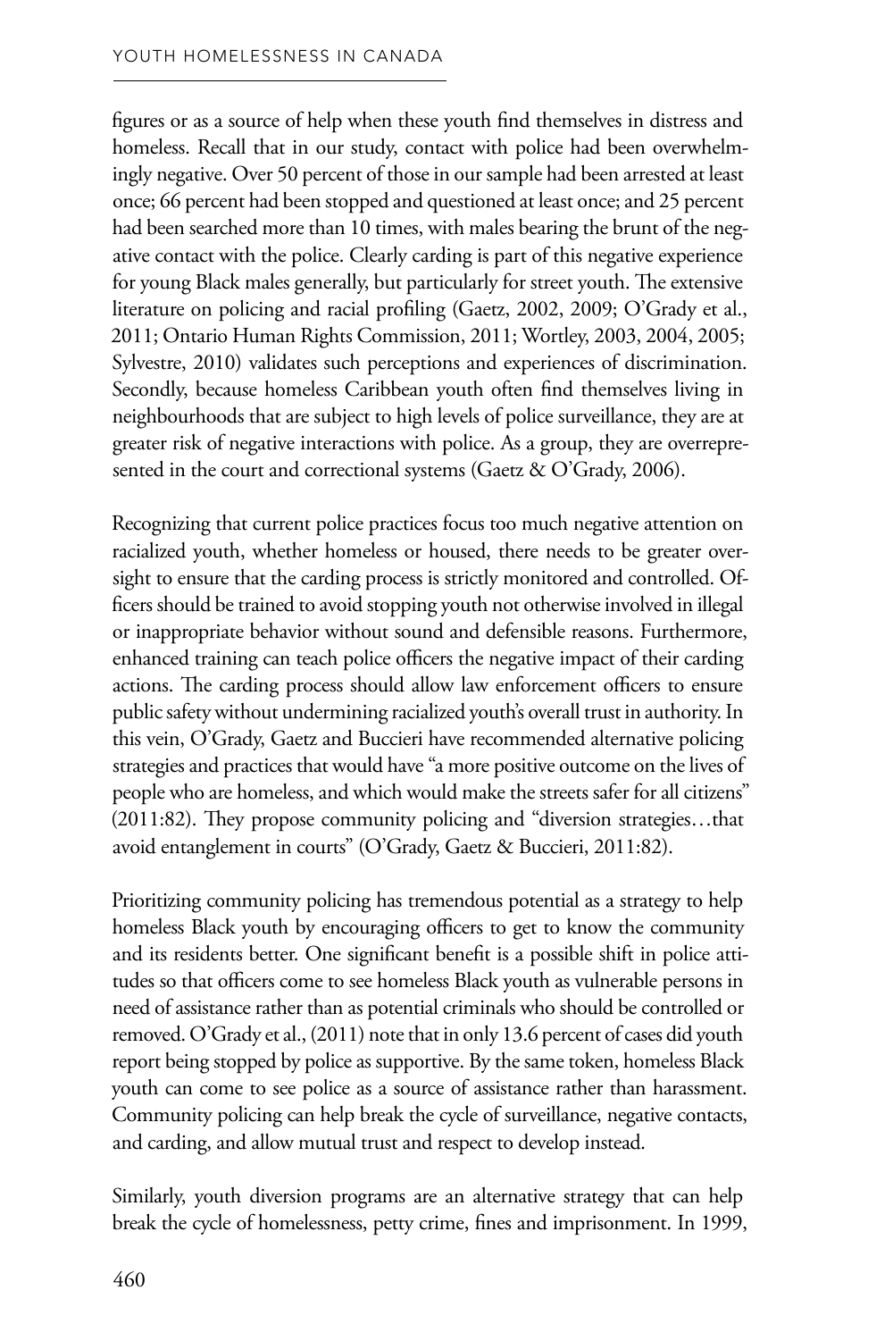figures or as a source of help when these youth find themselves in distress and homeless. Recall that in our study, contact with police had been overwhelmingly negative. Over 50 percent of those in our sample had been arrested at least once; 66 percent had been stopped and questioned at least once; and 25 percent had been searched more than 10 times, with males bearing the brunt of the negative contact with the police. Clearly carding is part of this negative experience for young Black males generally, but particularly for street youth. The extensive literature on policing and racial profiling (Gaetz, 2002, 2009; O'Grady et al., 2011; Ontario Human Rights Commission, 2011; Wortley, 2003, 2004, 2005; Sylvestre, 2010) validates such perceptions and experiences of discrimination. Secondly, because homeless Caribbean youth often find themselves living in neighbourhoods that are subject to high levels of police surveillance, they are at greater risk of negative interactions with police. As a group, they are overrepresented in the court and correctional systems (Gaetz & O'Grady, 2006).

Recognizing that current police practices focus too much negative attention on racialized youth, whether homeless or housed, there needs to be greater oversight to ensure that the carding process is strictly monitored and controlled. Officers should be trained to avoid stopping youth not otherwise involved in illegal or inappropriate behavior without sound and defensible reasons. Furthermore, enhanced training can teach police officers the negative impact of their carding actions. The carding process should allow law enforcement officers to ensure public safety without undermining racialized youth's overall trust in authority. In this vein, O'Grady, Gaetz and Buccieri have recommended alternative policing strategies and practices that would have "a more positive outcome on the lives of people who are homeless, and which would make the streets safer for all citizens" (2011:82). They propose community policing and "diversion strategies…that avoid entanglement in courts" (O'Grady, Gaetz & Buccieri, 2011:82).

Prioritizing community policing has tremendous potential as a strategy to help homeless Black youth by encouraging officers to get to know the community and its residents better. One significant benefit is a possible shift in police attitudes so that officers come to see homeless Black youth as vulnerable persons in need of assistance rather than as potential criminals who should be controlled or removed. O'Grady et al., (2011) note that in only 13.6 percent of cases did youth report being stopped by police as supportive. By the same token, homeless Black youth can come to see police as a source of assistance rather than harassment. Community policing can help break the cycle of surveillance, negative contacts, and carding, and allow mutual trust and respect to develop instead.

Similarly, youth diversion programs are an alternative strategy that can help break the cycle of homelessness, petty crime, fines and imprisonment. In 1999,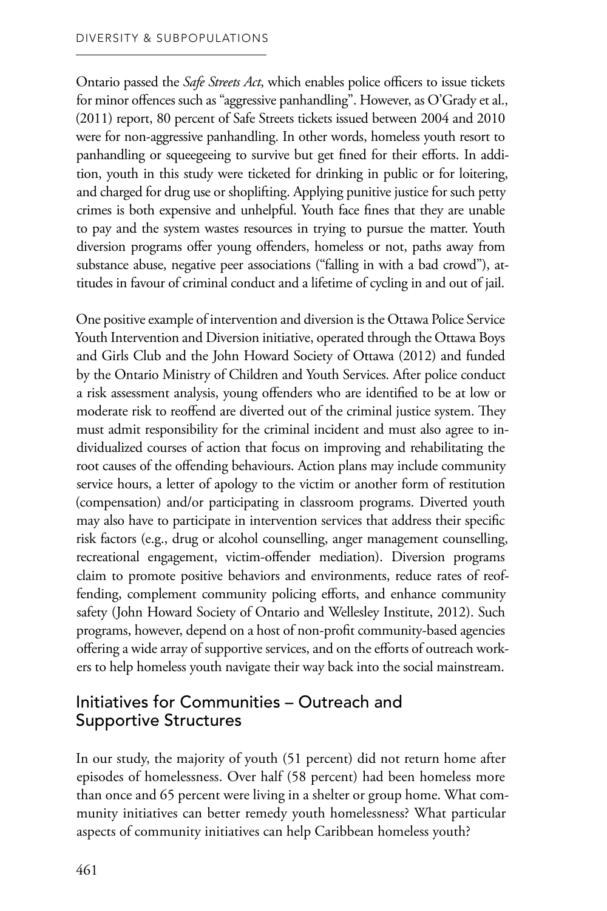Ontario passed the *Safe Streets Act*, which enables police officers to issue tickets for minor offences such as "aggressive panhandling". However, as O'Grady et al., (2011) report, 80 percent of Safe Streets tickets issued between 2004 and 2010 were for non-aggressive panhandling. In other words, homeless youth resort to panhandling or squeegeeing to survive but get fined for their efforts. In addition, youth in this study were ticketed for drinking in public or for loitering, and charged for drug use or shoplifting. Applying punitive justice for such petty crimes is both expensive and unhelpful. Youth face fines that they are unable to pay and the system wastes resources in trying to pursue the matter. Youth diversion programs offer young offenders, homeless or not, paths away from substance abuse, negative peer associations ("falling in with a bad crowd"), attitudes in favour of criminal conduct and a lifetime of cycling in and out of jail.

One positive example of intervention and diversion is the Ottawa Police Service Youth Intervention and Diversion initiative, operated through the Ottawa Boys and Girls Club and the John Howard Society of Ottawa (2012) and funded by the Ontario Ministry of Children and Youth Services. After police conduct a risk assessment analysis, young offenders who are identified to be at low or moderate risk to reoffend are diverted out of the criminal justice system. They must admit responsibility for the criminal incident and must also agree to individualized courses of action that focus on improving and rehabilitating the root causes of the offending behaviours. Action plans may include community service hours, a letter of apology to the victim or another form of restitution (compensation) and/or participating in classroom programs. Diverted youth may also have to participate in intervention services that address their specific risk factors (e.g., drug or alcohol counselling, anger management counselling, recreational engagement, victim-offender mediation). Diversion programs claim to promote positive behaviors and environments, reduce rates of reoffending, complement community policing efforts, and enhance community safety (John Howard Society of Ontario and Wellesley Institute, 2012). Such programs, however, depend on a host of non-profit community-based agencies offering a wide array of supportive services, and on the efforts of outreach workers to help homeless youth navigate their way back into the social mainstream.

## Initiatives for Communities – Outreach and Supportive Structures

In our study, the majority of youth (51 percent) did not return home after episodes of homelessness. Over half (58 percent) had been homeless more than once and 65 percent were living in a shelter or group home. What community initiatives can better remedy youth homelessness? What particular aspects of community initiatives can help Caribbean homeless youth?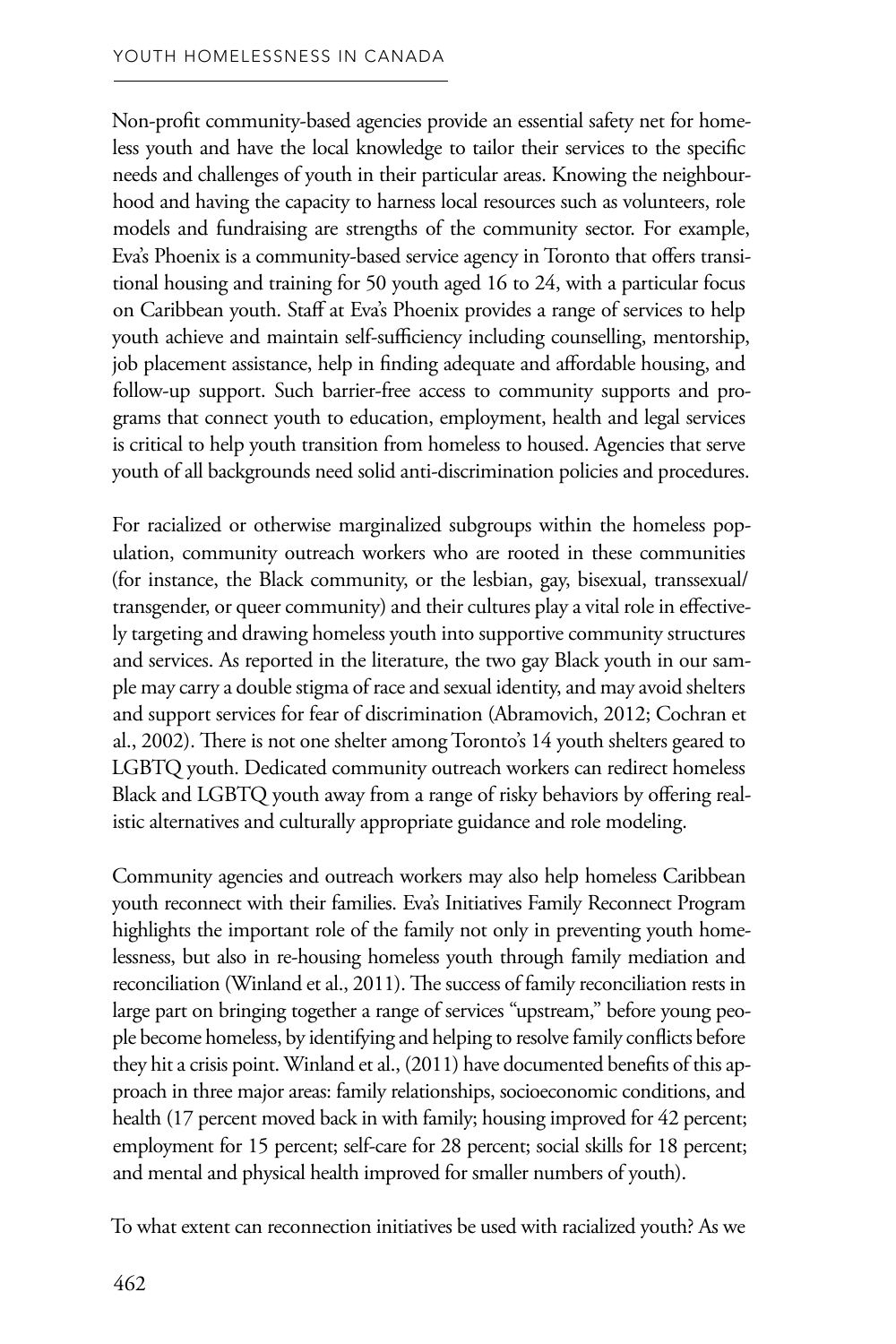Non-profit community-based agencies provide an essential safety net for homeless youth and have the local knowledge to tailor their services to the specific needs and challenges of youth in their particular areas. Knowing the neighbourhood and having the capacity to harness local resources such as volunteers, role models and fundraising are strengths of the community sector. For example, Eva's Phoenix is a community-based service agency in Toronto that offers transitional housing and training for 50 youth aged 16 to 24, with a particular focus on Caribbean youth. Staff at Eva's Phoenix provides a range of services to help youth achieve and maintain self-sufficiency including counselling, mentorship, job placement assistance, help in finding adequate and affordable housing, and follow-up support. Such barrier-free access to community supports and programs that connect youth to education, employment, health and legal services is critical to help youth transition from homeless to housed. Agencies that serve youth of all backgrounds need solid anti-discrimination policies and procedures.

For racialized or otherwise marginalized subgroups within the homeless population, community outreach workers who are rooted in these communities (for instance, the Black community, or the lesbian, gay, bisexual, transsexual/transgender, or queer community) and their cultures play a vital role in effectively targeting and drawing homeless youth into supportive community structures and services. As reported in the literature, the two gay Black youth in our sample may carry a double stigma of race and sexual identity, and may avoid shelters and support services for fear of discrimination (Abramovich, 2012; Cochran et al., 2002). There is not one shelter among Toronto's 14 youth shelters geared to LGBTQ youth. Dedicated community outreach workers can redirect homeless Black and LGBTQ youth away from a range of risky behaviors by offering realistic alternatives and culturally appropriate guidance and role modeling.

Community agencies and outreach workers may also help homeless Caribbean youth reconnect with their families. Eva's Initiatives Family Reconnect Program highlights the important role of the family not only in preventing youth homelessness, but also in re-housing homeless youth through family mediation and reconciliation (Winland et al., 2011). The success of family reconciliation rests in large part on bringing together a range of services "upstream," before young people become homeless, by identifying and helping to resolve family conflicts before they hit a crisis point. Winland et al., (2011) have documented benefits of this approach in three major areas: family relationships, socioeconomic conditions, and health (17 percent moved back in with family; housing improved for 42 percent; employment for 15 percent; self-care for 28 percent; social skills for 18 percent; and mental and physical health improved for smaller numbers of youth).

To what extent can reconnection initiatives be used with racialized youth? As we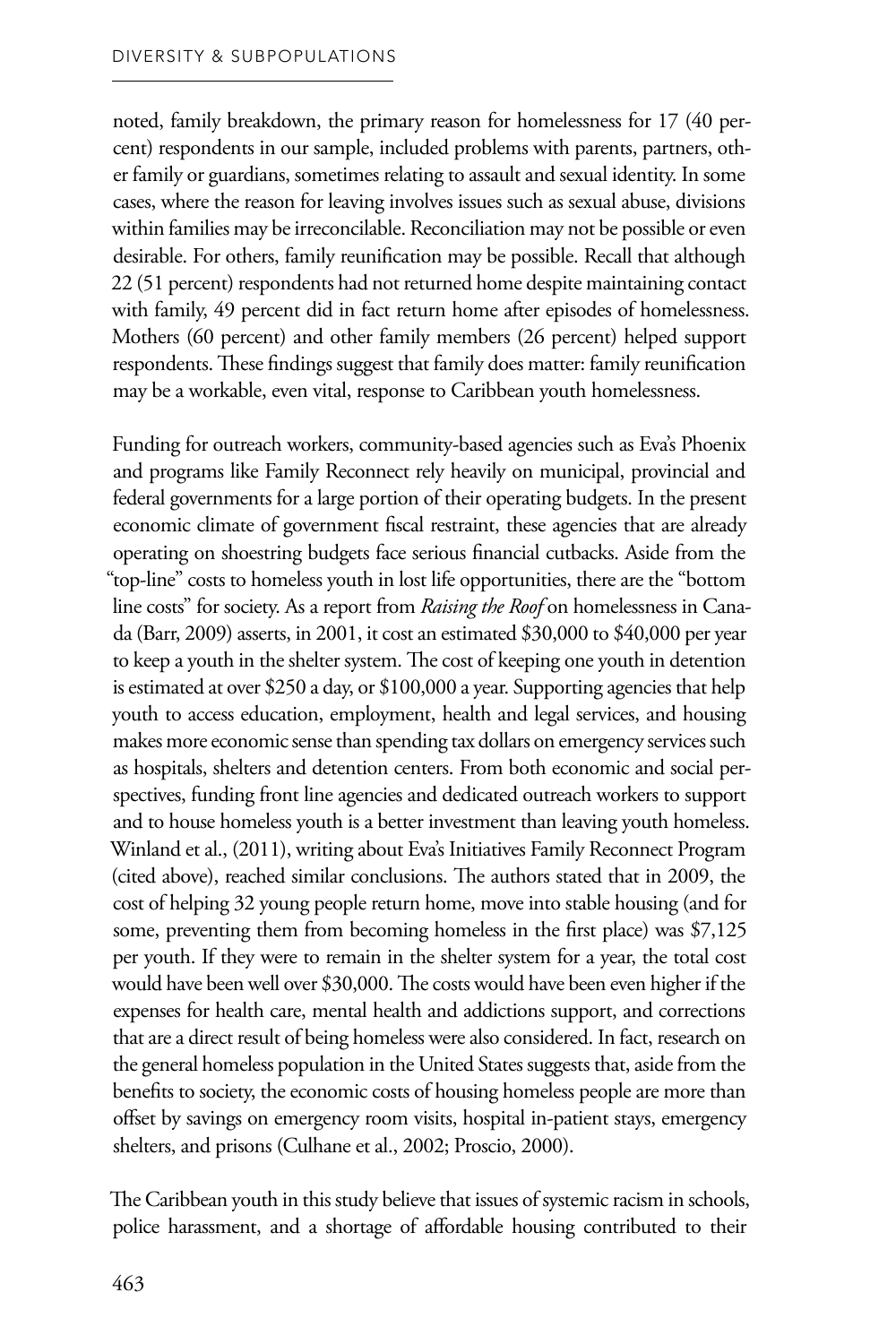noted, family breakdown, the primary reason for homelessness for 17 (40 percent) respondents in our sample, included problems with parents, partners, other family or guardians, sometimes relating to assault and sexual identity. In some cases, where the reason for leaving involves issues such as sexual abuse, divisions within families may be irreconcilable. Reconciliation may not be possible or even desirable. For others, family reunification may be possible. Recall that although 22 (51 percent) respondents had not returned home despite maintaining contact with family, 49 percent did in fact return home after episodes of homelessness. Mothers (60 percent) and other family members (26 percent) helped support respondents. These findings suggest that family does matter: family reunification may be a workable, even vital, response to Caribbean youth homelessness.

Funding for outreach workers, community-based agencies such as Eva's Phoenix and programs like Family Reconnect rely heavily on municipal, provincial and federal governments for a large portion of their operating budgets. In the present economic climate of government fiscal restraint, these agencies that are already operating on shoestring budgets face serious financial cutbacks. Aside from the "top-line" costs to homeless youth in lost life opportunities, there are the "bottom line costs" for society. As a report from *Raising the Roof* on homelessness in Canada (Barr, 2009) asserts, in 2001, it cost an estimated $30,000 to $40,000 per year to keep a youth in the shelter system. The cost of keeping one youth in detention is estimated at over $250 a day, or $100,000 a year. Supporting agencies that help youth to access education, employment, health and legal services, and housing makes more economic sense than spending tax dollars on emergency services such as hospitals, shelters and detention centers. From both economic and social perspectives, funding front line agencies and dedicated outreach workers to support and to house homeless youth is a better investment than leaving youth homeless. Winland et al., (2011), writing about Eva's Initiatives Family Reconnect Program (cited above), reached similar conclusions. The authors stated that in 2009, the cost of helping 32 young people return home, move into stable housing (and for some, preventing them from becoming homeless in the first place) was $7,125 per youth. If they were to remain in the shelter system for a year, the total cost would have been well over $30,000. The costs would have been even higher if the expenses for health care, mental health and addictions support, and corrections that are a direct result of being homeless were also considered. In fact, research on the general homeless population in the United States suggests that, aside from the benefits to society, the economic costs of housing homeless people are more than offset by savings on emergency room visits, hospital in-patient stays, emergency shelters, and prisons (Culhane et al., 2002; Proscio, 2000).

The Caribbean youth in this study believe that issues of systemic racism in schools, police harassment, and a shortage of affordable housing contributed to their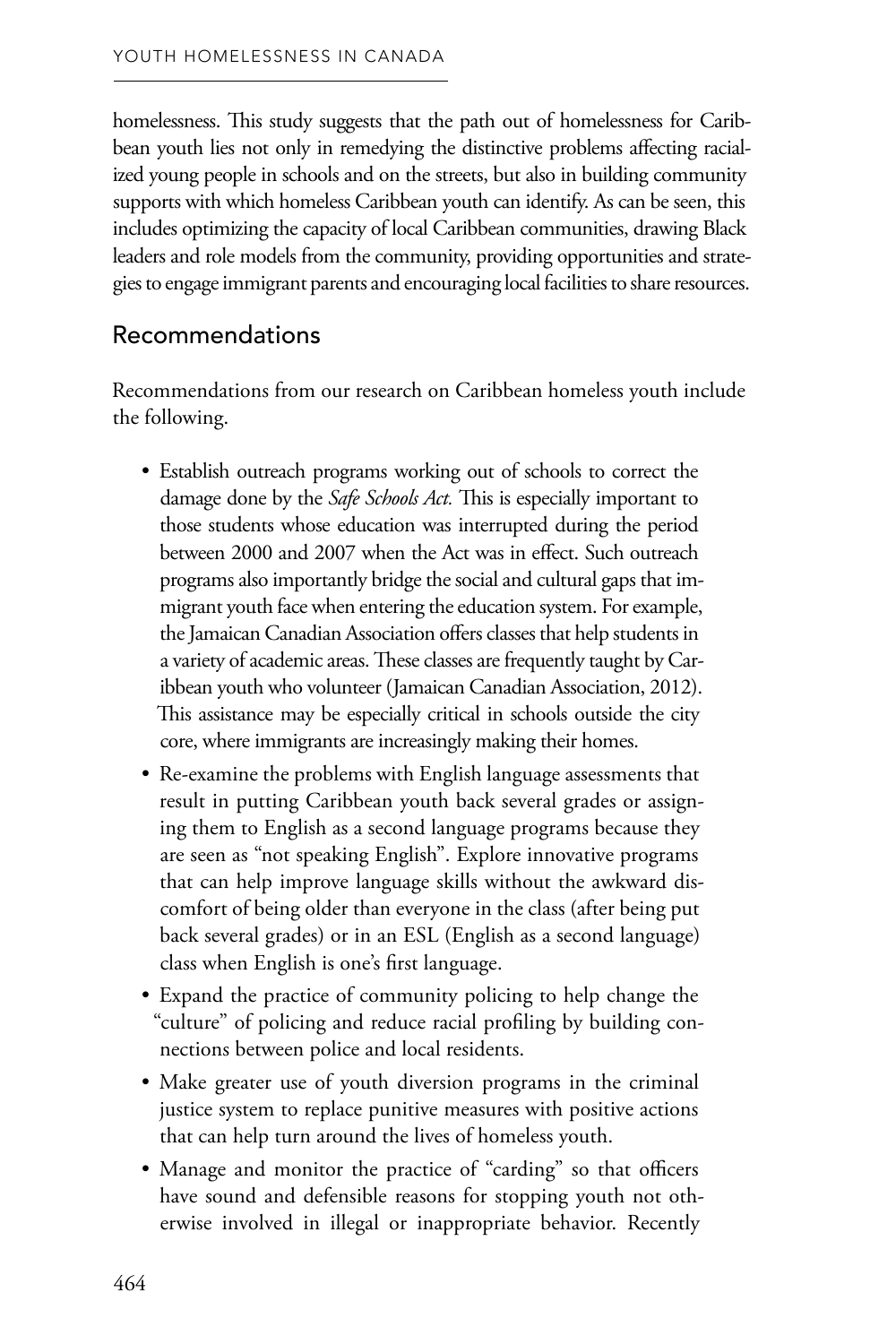homelessness. This study suggests that the path out of homelessness for Caribbean youth lies not only in remedying the distinctive problems affecting racialized young people in schools and on the streets, but also in building community supports with which homeless Caribbean youth can identify. As can be seen, this includes optimizing the capacity of local Caribbean communities, drawing Black leaders and role models from the community, providing opportunities and strategies to engage immigrant parents and encouraging local facilities to share resources.

## Recommendations

Recommendations from our research on Caribbean homeless youth include the following.

- Establish outreach programs working out of schools to correct the damage done by the *Safe Schools Act.* This is especially important to those students whose education was interrupted during the period between 2000 and 2007 when the Act was in effect. Such outreach programs also importantly bridge the social and cultural gaps that immigrant youth face when entering the education system. For example, the Jamaican Canadian Association offers classes that help students in a variety of academic areas. These classes are frequently taught by Caribbean youth who volunteer (Jamaican Canadian Association, 2012). This assistance may be especially critical in schools outside the city core, where immigrants are increasingly making their homes.
- Re-examine the problems with English language assessments that result in putting Caribbean youth back several grades or assigning them to English as a second language programs because they are seen as "not speaking English". Explore innovative programs that can help improve language skills without the awkward discomfort of being older than everyone in the class (after being put back several grades) or in an ESL (English as a second language) class when English is one's first language.
- Expand the practice of community policing to help change the "culture" of policing and reduce racial profiling by building connections between police and local residents.
- Make greater use of youth diversion programs in the criminal justice system to replace punitive measures with positive actions that can help turn around the lives of homeless youth.
- Manage and monitor the practice of "carding" so that officers have sound and defensible reasons for stopping youth not otherwise involved in illegal or inappropriate behavior. Recently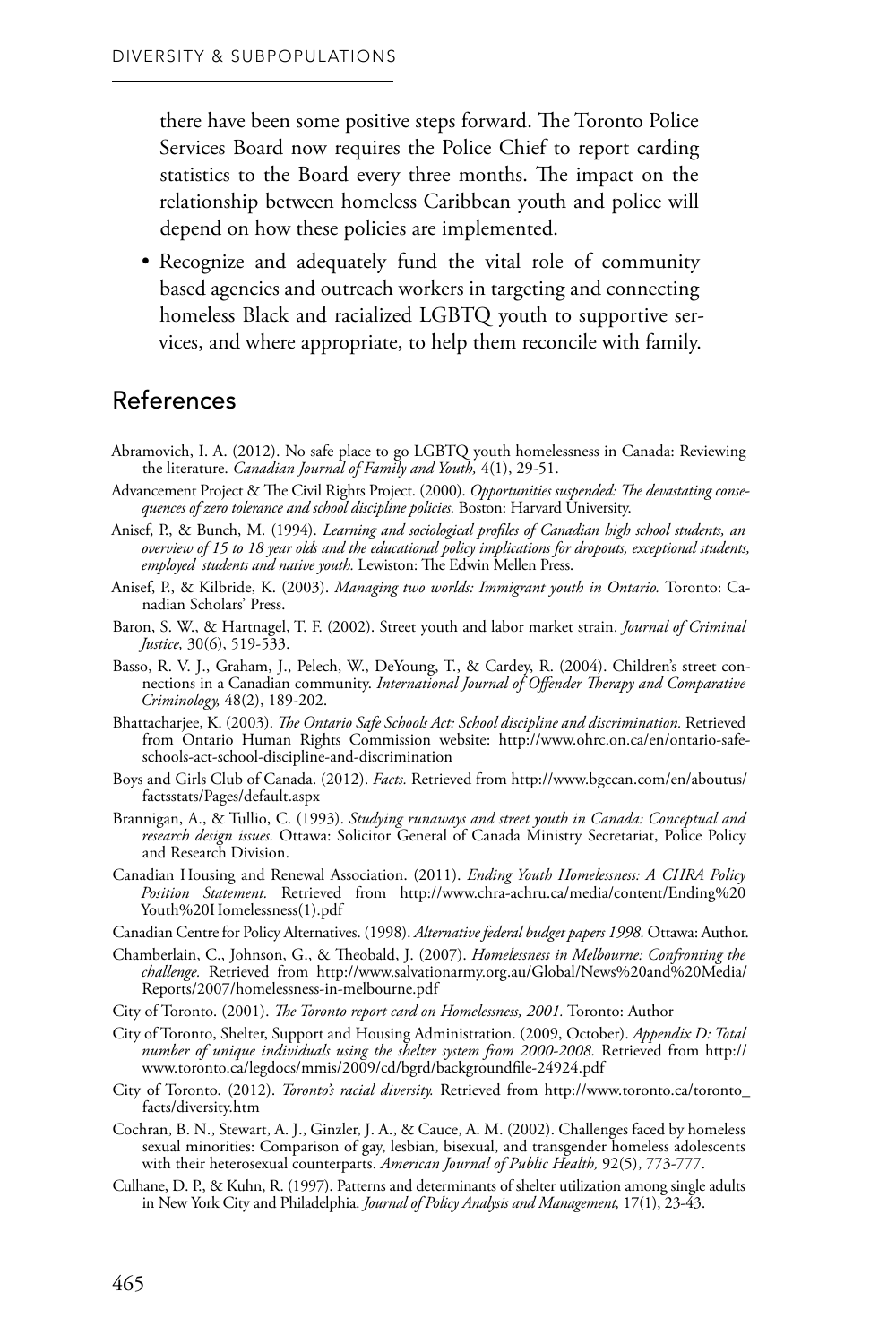there have been some positive steps forward. The Toronto Police Services Board now requires the Police Chief to report carding statistics to the Board every three months. The impact on the relationship between homeless Caribbean youth and police will depend on how these policies are implemented.

- Recognize and adequately fund the vital role of community based agencies and outreach workers in targeting and connecting homeless Black and racialized LGBTQ youth to supportive services, and where appropriate, to help them reconcile with family.

## References

Abramovich, I. A. (2012). No safe place to go LGBTQ youth homelessness in Canada: Reviewing the literature. *Canadian Journal of Family and Youth,* 4(1), 29-51.

Advancement Project & The Civil Rights Project. (2000). *Opportunities suspended: The devastating consequences of zero tolerance and school discipline policies.* Boston: Harvard University.

Anisef, P., & Bunch, M. (1994). *Learning and sociological profiles of Canadian high school students, an overview of 15 to 18 year olds and the educational policy implications for dropouts, exceptional students, employed students and native youth.* Lewiston: The Edwin Mellen Press.

Anisef, P., & Kilbride, K. (2003). *Managing two worlds: Immigrant youth in Ontario.* Toronto: Canadian Scholars' Press.

Baron, S. W., & Hartnagel, T. F. (2002). Street youth and labor market strain. *Journal of Criminal Justice,* 30(6), 519-533.

Basso, R. V. J., Graham, J., Pelech, W., DeYoung, T., & Cardey, R. (2004). Children's street connections in a Canadian community. *International Journal of Offender Therapy and Comparative Criminology,* 48(2), 189-202.

Bhattacharjee, K. (2003). *The Ontario Safe Schools Act: School discipline and discrimination.* Retrieved from Ontario Human Rights Commission website: http://www.ohrc.on.ca/en/ontario-safe-schools-act-school-discipline-and-discrimination

Boys and Girls Club of Canada. (2012). *Facts.* Retrieved from http://www.bgccan.com/en/aboutus/factsstats/Pages/default.aspx

Brannigan, A., & Tullio, C. (1993). *Studying runaways and street youth in Canada: Conceptual and research design issues.* Ottawa: Solicitor General of Canada Ministry Secretariat, Police Policy and Research Division.

Canadian Housing and Renewal Association. (2011). *Ending Youth Homelessness: A CHRA Policy Position Statement.* Retrieved from http://www.chra-achru.ca/media/content/Ending%20Youth%20Homelessness(1).pdf

Canadian Centre for Policy Alternatives. (1998). *Alternative federal budget papers 1998.* Ottawa: Author.

Chamberlain, C., Johnson, G., & Theobald, J. (2007). *Homelessness in Melbourne: Confronting the challenge.* Retrieved from http://www.salvationarmy.org.au/Global/News%20and%20Media/Reports/2007/homelessness-in-melbourne.pdf

City of Toronto. (2001). *The Toronto report card on Homelessness, 2001.* Toronto: Author

City of Toronto, Shelter, Support and Housing Administration. (2009, October). *Appendix D: Total number of unique individuals using the shelter system from 2000-2008.* Retrieved from http://www.toronto.ca/legdocs/mmis/2009/cd/bgrd/backgroundfile-24924.pdf

City of Toronto. (2012). *Toronto's racial diversity.* Retrieved from http://www.toronto.ca/toronto_facts/diversity.htm

Cochran, B. N., Stewart, A. J., Ginzler, J. A., & Cauce, A. M. (2002). Challenges faced by homeless sexual minorities: Comparison of gay, lesbian, bisexual, and transgender homeless adolescents with their heterosexual counterparts. *American Journal of Public Health,* 92(5), 773-777.

Culhane, D. P., & Kuhn, R. (1997). Patterns and determinants of shelter utilization among single adults in New York City and Philadelphia. *Journal of Policy Analysis and Management,* 17(1), 23-43.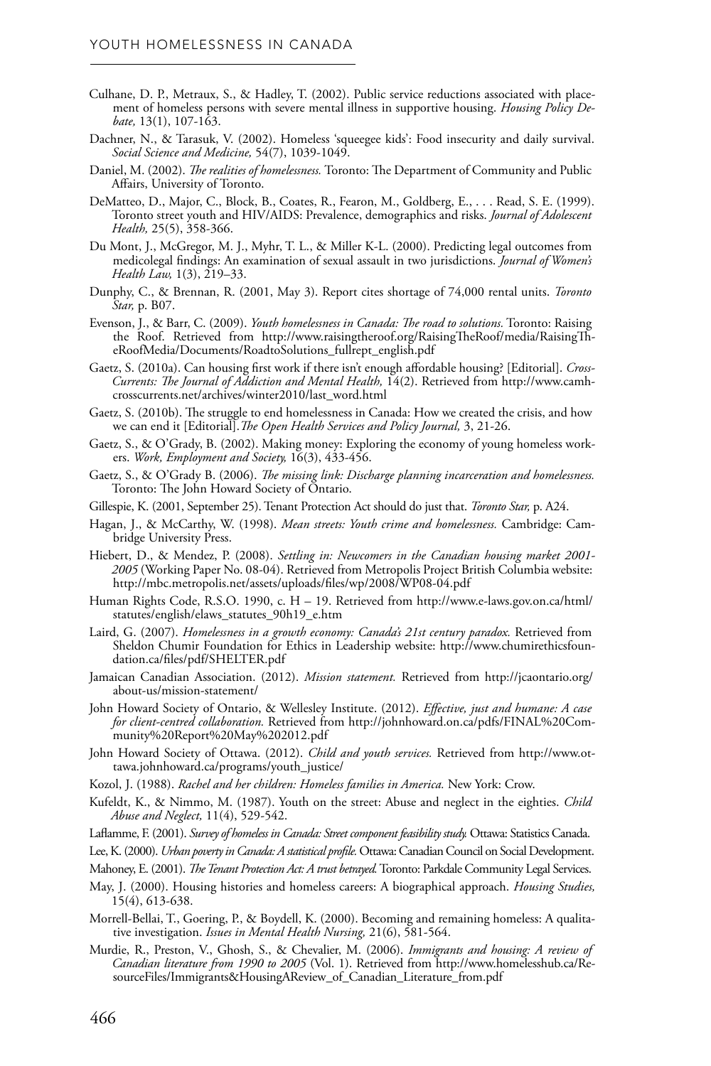Culhane, D. P., Metraux, S., & Hadley, T. (2002). Public service reductions associated with placement of homeless persons with severe mental illness in supportive housing. *Housing Policy Debate,* 13(1), 107-163.

Dachner, N., & Tarasuk, V. (2002). Homeless 'squeegee kids': Food insecurity and daily survival. *Social Science and Medicine,* 54(7), 1039-1049.

Daniel, M. (2002). *The realities of homelessness.* Toronto: The Department of Community and Public Affairs, University of Toronto.

DeMatteo, D., Major, C., Block, B., Coates, R., Fearon, M., Goldberg, E., . . . Read, S. E. (1999). Toronto street youth and HIV/AIDS: Prevalence, demographics and risks. *Journal of Adolescent Health,* 25(5), 358-366.

Du Mont, J., McGregor, M. J., Myhr, T. L., & Miller K-L. (2000). Predicting legal outcomes from medicolegal findings: An examination of sexual assault in two jurisdictions. *Journal of Women's Health Law,* 1(3), 219–33.

Dunphy, C., & Brennan, R. (2001, May 3). Report cites shortage of 74,000 rental units. *Toronto Star,* p. B07.

Evenson, J., & Barr, C. (2009). *Youth homelessness in Canada: The road to solutions.* Toronto: Raising the Roof. Retrieved from http://www.raisingtheroof.org/RaisingTheRoof/media/RaisingTheRoofMedia/Documents/RoadtoSolutions_fullrept_english.pdf

Gaetz, S. (2010a). Can housing first work if there isn't enough affordable housing? [Editorial]. *Cross-Currents: The Journal of Addiction and Mental Health,* 14(2). Retrieved from http://www.camh-crosscurrents.net/archives/winter2010/last_word.html

Gaetz, S. (2010b). The struggle to end homelessness in Canada: How we created the crisis, and how we can end it [Editorial]. *The Open Health Services and Policy Journal,* 3, 21-26.

Gaetz, S., & O'Grady, B. (2002). Making money: Exploring the economy of young homeless workers. *Work, Employment and Society,* 16(3), 433-456.

Gaetz, S., & O'Grady B. (2006). *The missing link: Discharge planning incarceration and homelessness.* Toronto: The John Howard Society of Ontario.

Gillespie, K. (2001, September 25). Tenant Protection Act should do just that. *Toronto Star,* p. A24.

Hagan, J., & McCarthy, W. (1998). *Mean streets: Youth crime and homelessness.* Cambridge: Cambridge University Press.

Hiebert, D., & Mendez, P. (2008). *Settling in: Newcomers in the Canadian housing market 2001-2005* (Working Paper No. 08-04). Retrieved from Metropolis Project British Columbia website: http://mbc.metropolis.net/assets/uploads/files/wp/2008/WP08-04.pdf

Human Rights Code, R.S.O. 1990, c. H – 19. Retrieved from http://www.e-laws.gov.on.ca/html/statutes/english/elaws_statutes_90h19_e.htm

Laird, G. (2007). *Homelessness in a growth economy: Canada's 21st century paradox.* Retrieved from Sheldon Chumir Foundation for Ethics in Leadership website: http://www.chumirethicsfoundation.ca/files/pdf/SHELTER.pdf

Jamaican Canadian Association. (2012). *Mission statement.* Retrieved from http://jcaontario.org/about-us/mission-statement/

John Howard Society of Ontario, & Wellesley Institute. (2012). *Effective, just and humane: A case for client-centred collaboration.* Retrieved from http://johnhoward.on.ca/pdfs/FINAL%20Community%20Report%20May%202012.pdf

John Howard Society of Ottawa. (2012). *Child and youth services.* Retrieved from http://www.ottawa.johnhoward.ca/programs/youth_justice/

Kozol, J. (1988). *Rachel and her children: Homeless families in America.* New York: Crow.

Kufeldt, K., & Nimmo, M. (1987). Youth on the street: Abuse and neglect in the eighties. *Child Abuse and Neglect,* 11(4), 529-542.

Laflamme, F. (2001). *Survey of homeless in Canada: Street component feasibility study.* Ottawa: Statistics Canada.

Lee, K. (2000). *Urban poverty in Canada: A statistical profile.* Ottawa: Canadian Council on Social Development.

Mahoney, E. (2001). *The Tenant Protection Act: A trust betrayed.* Toronto: Parkdale Community Legal Services.

May, J. (2000). Housing histories and homeless careers: A biographical approach. *Housing Studies,* 15(4), 613-638.

Morrell-Bellai, T., Goering, P., & Boydell, K. (2000). Becoming and remaining homeless: A qualitative investigation. *Issues in Mental Health Nursing,* 21(6), 581-564.

Murdie, R., Preston, V., Ghosh, S., & Chevalier, M. (2006). *Immigrants and housing: A review of Canadian literature from 1990 to 2005* (Vol. 1). Retrieved from http://www.homelesshub.ca/ResourceFiles/Immigrants&HousingAReview_of_Canadian_Literature_from.pdf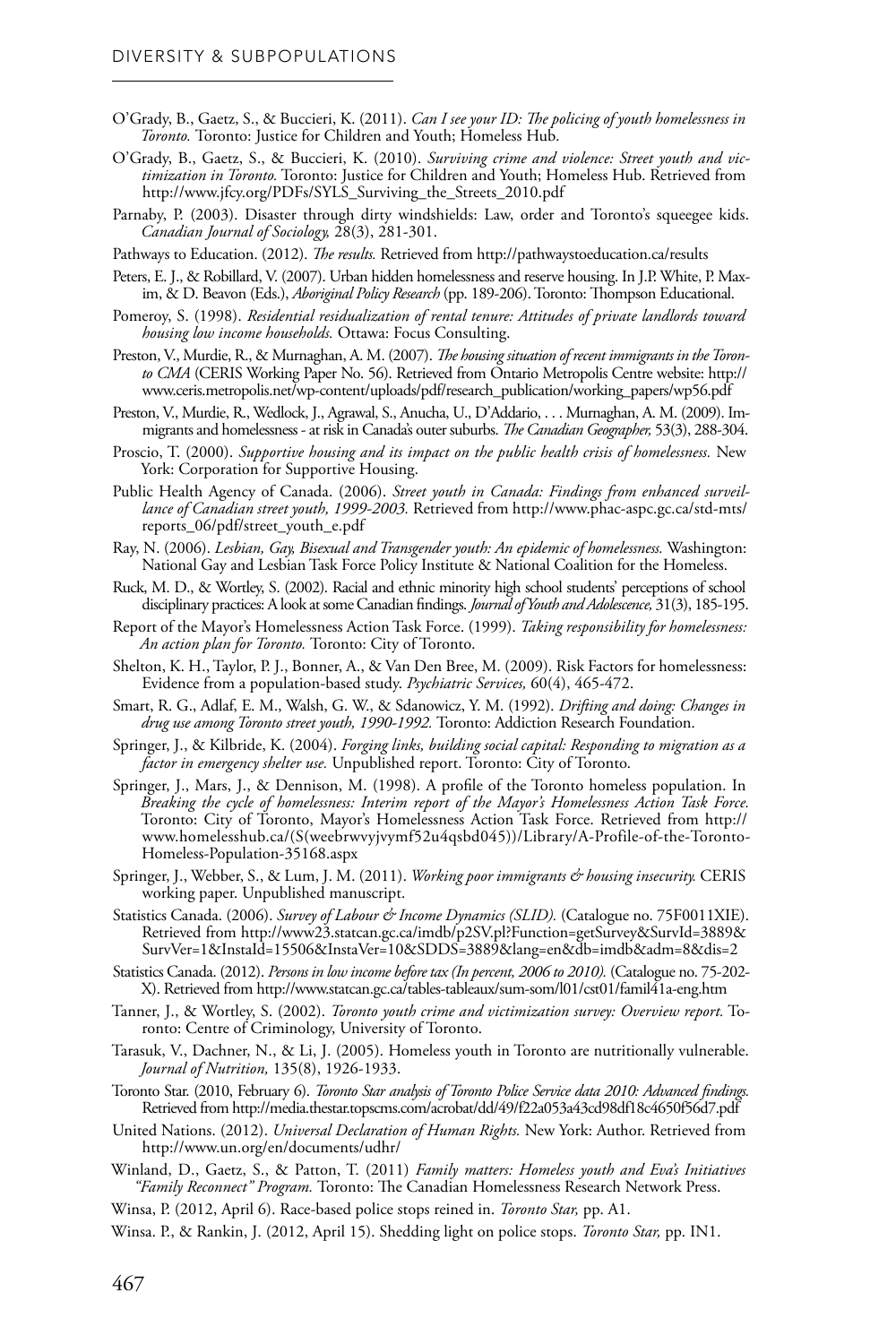O'Grady, B., Gaetz, S., & Buccieri, K. (2011). *Can I see your ID: The policing of youth homelessness in Toronto.* Toronto: Justice for Children and Youth; Homeless Hub.

O'Grady, B., Gaetz, S., & Buccieri, K. (2010). *Surviving crime and violence: Street youth and victimization in Toronto.* Toronto: Justice for Children and Youth; Homeless Hub. Retrieved from http://www.jfcy.org/PDFs/SYLS_Surviving_the_Streets_2010.pdf

Parnaby, P. (2003). Disaster through dirty windshields: Law, order and Toronto's squeegee kids. *Canadian Journal of Sociology,* 28(3), 281-301.

Pathways to Education. (2012). *The results.* Retrieved from http://pathwaystoeducation.ca/results

Peters, E. J., & Robillard, V. (2007). Urban hidden homelessness and reserve housing. In J.P. White, P. Maxim, & D. Beavon (Eds.), *Aboriginal Policy Research* (pp. 189-206). Toronto: Thompson Educational.

Pomeroy, S. (1998). *Residential residualization of rental tenure: Attitudes of private landlords toward housing low income households.* Ottawa: Focus Consulting.

Preston, V., Murdie, R., & Murnaghan, A. M. (2007). *The housing situation of recent immigrants in the Toronto CMA* (CERIS Working Paper No. 56). Retrieved from Ontario Metropolis Centre website: http://www.ceris.metropolis.net/wp-content/uploads/pdf/research_publication/working_papers/wp56.pdf

Preston, V., Murdie, R., Wedlock, J., Agrawal, S., Anucha, U., D'Addario, . . . Murnaghan, A. M. (2009). Immigrants and homelessness - at risk in Canada's outer suburbs. *The Canadian Geographer,* 53(3), 288-304.

Proscio, T. (2000). *Supportive housing and its impact on the public health crisis of homelessness.* New York: Corporation for Supportive Housing.

Public Health Agency of Canada. (2006). *Street youth in Canada: Findings from enhanced surveillance of Canadian street youth, 1999-2003.* Retrieved from http://www.phac-aspc.gc.ca/std-mts/reports_06/pdf/street_youth_e.pdf

Ray, N. (2006). *Lesbian, Gay, Bisexual and Transgender youth: An epidemic of homelessness.* Washington: National Gay and Lesbian Task Force Policy Institute & National Coalition for the Homeless.

Ruck, M. D., & Wortley, S. (2002). Racial and ethnic minority high school students' perceptions of school disciplinary practices: A look at some Canadian findings. *Journal of Youth and Adolescence,* 31(3), 185-195.

Report of the Mayor's Homelessness Action Task Force. (1999). *Taking responsibility for homelessness: An action plan for Toronto.* Toronto: City of Toronto.

Shelton, K. H., Taylor, P. J., Bonner, A., & Van Den Bree, M. (2009). Risk Factors for homelessness: Evidence from a population-based study. *Psychiatric Services,* 60(4), 465-472.

Smart, R. G., Adlaf, E. M., Walsh, G. W., & Sdanowicz, Y. M. (1992). *Drifting and doing: Changes in drug use among Toronto street youth, 1990-1992.* Toronto: Addiction Research Foundation.

Springer, J., & Kilbride, K. (2004). *Forging links, building social capital: Responding to migration as a factor in emergency shelter use.* Unpublished report. Toronto: City of Toronto.

Springer, J., Mars, J., & Dennison, M. (1998). A profile of the Toronto homeless population. In *Breaking the cycle of homelessness: Interim report of the Mayor's Homelessness Action Task Force.* Toronto: City of Toronto, Mayor's Homelessness Action Task Force. Retrieved from http://www.homelesshub.ca/(S(weebrwvyjvymf52u4qsbd045))/Library/A-Profile-of-the-Toronto-Homeless-Population-35168.aspx

Springer, J., Webber, S., & Lum, J. M. (2011). *Working poor immigrants & housing insecurity.* CERIS working paper. Unpublished manuscript.

Statistics Canada. (2006). *Survey of Labour & Income Dynamics (SLID).* (Catalogue no. 75F0011XIE). Retrieved from http://www23.statcan.gc.ca/imdb/p2SV.pl?Function=getSurvey&SurvId=3889&SurvVer=1&InstaId=15506&InstaVer=10&SDDS=3889&lang=en&db=imdb&adm=8&dis=2

Statistics Canada. (2012). *Persons in low income before tax (In percent, 2006 to 2010).* (Catalogue no. 75-202-X). Retrieved from http://www.statcan.gc.ca/tables-tableaux/sum-som/l01/cst01/famil41a-eng.htm

Tanner, J., & Wortley, S. (2002). *Toronto youth crime and victimization survey: Overview report.* Toronto: Centre of Criminology, University of Toronto.

Tarasuk, V., Dachner, N., & Li, J. (2005). Homeless youth in Toronto are nutritionally vulnerable. *Journal of Nutrition,* 135(8), 1926-1933.

Toronto Star. (2010, February 6). *Toronto Star analysis of Toronto Police Service data 2010: Advanced findings.* Retrieved from http://media.thestar.topscms.com/acrobat/dd/49/f22a053a43cd98df18c4650f56d7.pdf

United Nations. (2012). *Universal Declaration of Human Rights.* New York: Author. Retrieved from http://www.un.org/en/documents/udhr/

Winland, D., Gaetz, S., & Patton, T. (2011) *Family matters: Homeless youth and Eva's Initiatives "Family Reconnect" Program.* Toronto: The Canadian Homelessness Research Network Press.

Winsa, P. (2012, April 6). Race-based police stops reined in. *Toronto Star,* pp. A1.

Winsa. P., & Rankin, J. (2012, April 15). Shedding light on police stops. *Toronto Star,* pp. IN1.